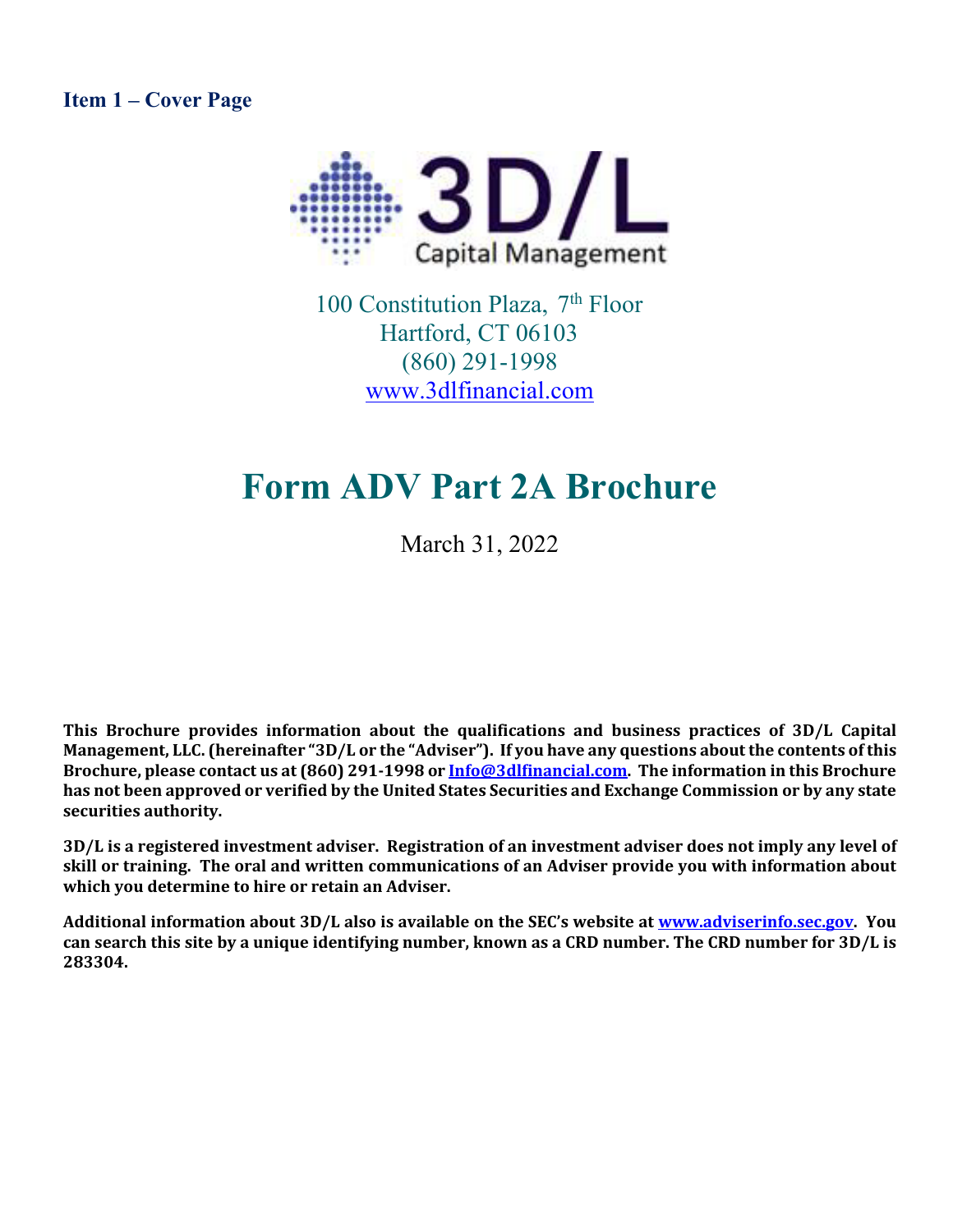## Item 1 – Cover Page

3D/L Capital Management

100 Constitution Plaza, 7th Floor
Hartford, CT 06103
(860) 291-1998
www.3dlfinancial.com

# Form ADV Part 2A Brochure

March 31, 2022

**This Brochure provides information about the qualifications and business practices of 3D/L Capital Management, LLC. (hereinafter "3D/L or the "Adviser"). If you have any questions about the contents of this Brochure, please contact us at (860) 291-1998 or Info@3dlfinancial.com. The information in this Brochure has not been approved or verified by the United States Securities and Exchange Commission or by any state securities authority.**

**3D/L is a registered investment adviser. Registration of an investment adviser does not imply any level of skill or training. The oral and written communications of an Adviser provide you with information about which you determine to hire or retain an Adviser.**

**Additional information about 3D/L also is available on the SEC's website at www.adviserinfo.sec.gov. You can search this site by a unique identifying number, known as a CRD number. The CRD number for 3D/L is 283304.**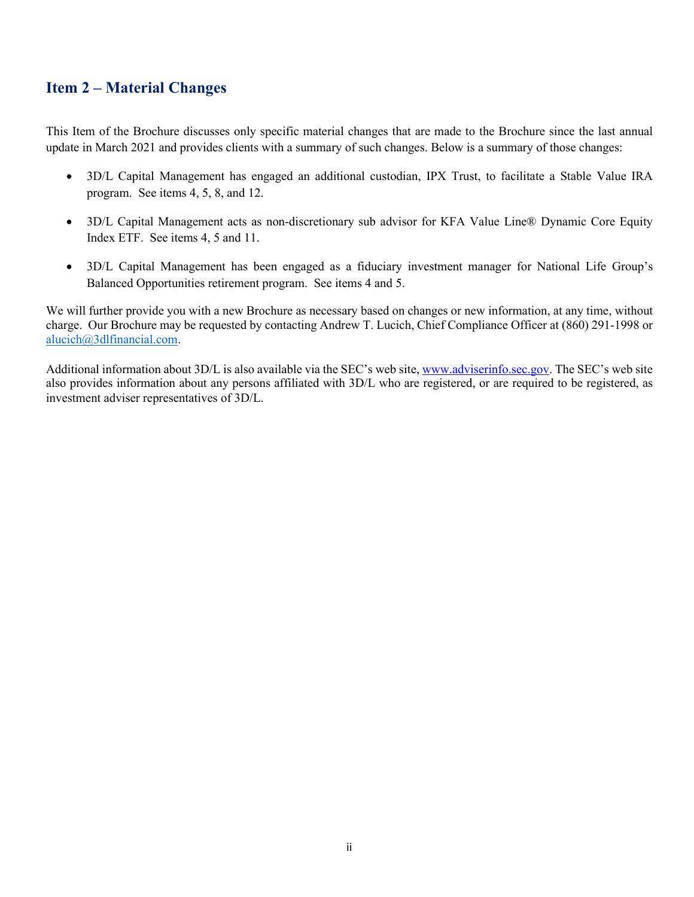## Item 2 – Material Changes

This Item of the Brochure discusses only specific material changes that are made to the Brochure since the last annual update in March 2021 and provides clients with a summary of such changes. Below is a summary of those changes:

- 3D/L Capital Management has engaged an additional custodian, IPX Trust, to facilitate a Stable Value IRA program. See items 4, 5, 8, and 12.
- 3D/L Capital Management acts as non-discretionary sub advisor for KFA Value Line® Dynamic Core Equity Index ETF. See items 4, 5 and 11.
- 3D/L Capital Management has been engaged as a fiduciary investment manager for National Life Group's Balanced Opportunities retirement program. See items 4 and 5.

We will further provide you with a new Brochure as necessary based on changes or new information, at any time, without charge. Our Brochure may be requested by contacting Andrew T. Lucich, Chief Compliance Officer at (860) 291-1998 or alucich@3dlfinancial.com.

Additional information about 3D/L is also available via the SEC's web site, www.adviserinfo.sec.gov. The SEC's web site also provides information about any persons affiliated with 3D/L who are registered, or are required to be registered, as investment adviser representatives of 3D/L.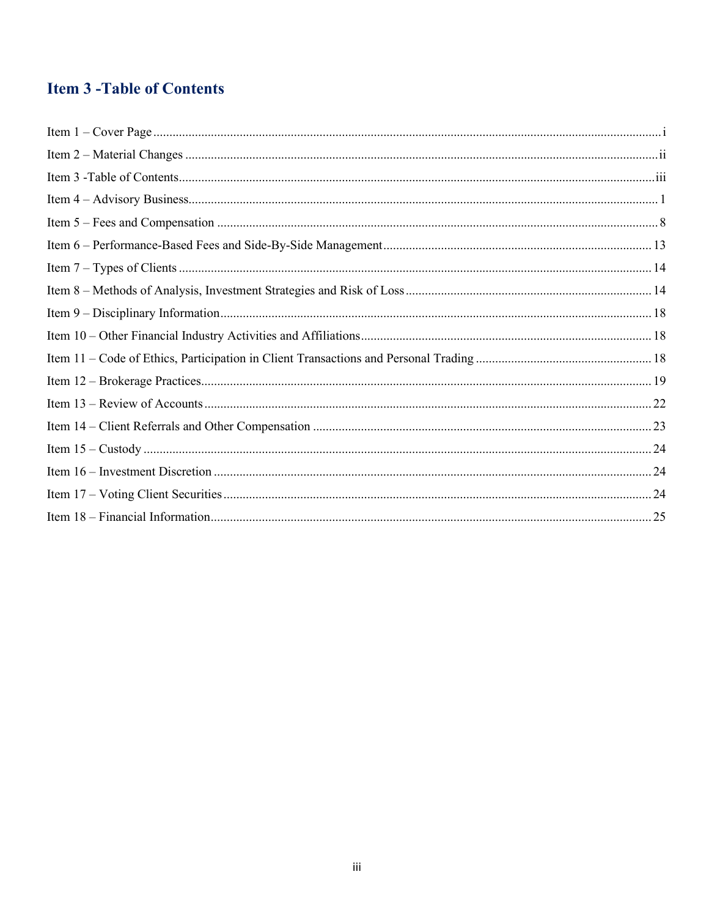## Item 3 -Table of Contents

Item 1 – Cover Page ..... i
Item 2 – Material Changes ..... ii
Item 3 -Table of Contents ..... iii
Item 4 – Advisory Business ..... 1
Item 5 – Fees and Compensation ..... 8
Item 6 – Performance-Based Fees and Side-By-Side Management ..... 13
Item 7 – Types of Clients ..... 14
Item 8 – Methods of Analysis, Investment Strategies and Risk of Loss ..... 14
Item 9 – Disciplinary Information ..... 18
Item 10 – Other Financial Industry Activities and Affiliations ..... 18
Item 11 – Code of Ethics, Participation in Client Transactions and Personal Trading ..... 18
Item 12 – Brokerage Practices ..... 19
Item 13 – Review of Accounts ..... 22
Item 14 – Client Referrals and Other Compensation ..... 23
Item 15 – Custody ..... 24
Item 16 – Investment Discretion ..... 24
Item 17 – Voting Client Securities ..... 24
Item 18 – Financial Information ..... 25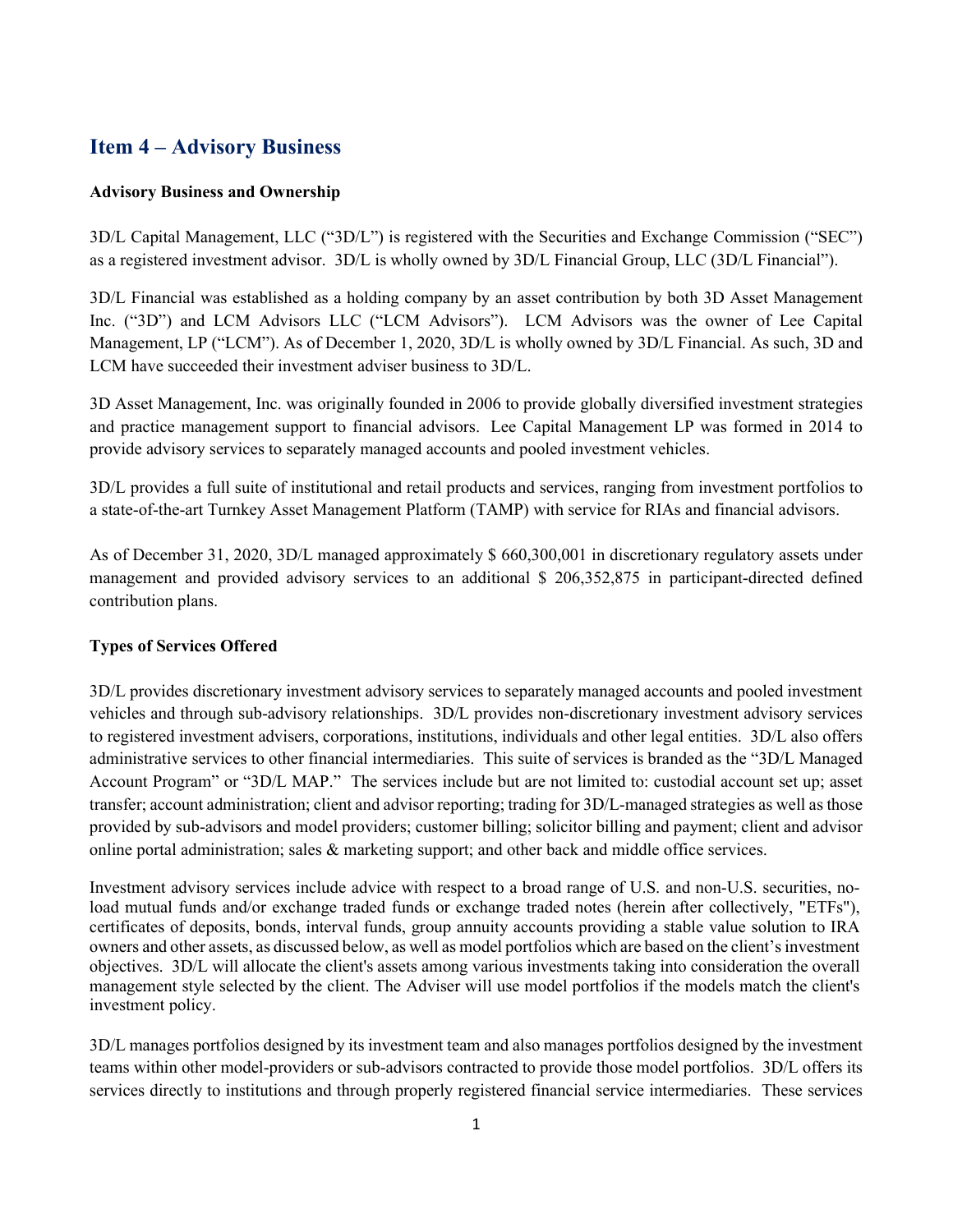## Item 4 – Advisory Business

**Advisory Business and Ownership**

3D/L Capital Management, LLC ("3D/L") is registered with the Securities and Exchange Commission ("SEC") as a registered investment advisor. 3D/L is wholly owned by 3D/L Financial Group, LLC (3D/L Financial").

3D/L Financial was established as a holding company by an asset contribution by both 3D Asset Management Inc. ("3D") and LCM Advisors LLC ("LCM Advisors"). LCM Advisors was the owner of Lee Capital Management, LP ("LCM"). As of December 1, 2020, 3D/L is wholly owned by 3D/L Financial. As such, 3D and LCM have succeeded their investment adviser business to 3D/L.

3D Asset Management, Inc. was originally founded in 2006 to provide globally diversified investment strategies and practice management support to financial advisors. Lee Capital Management LP was formed in 2014 to provide advisory services to separately managed accounts and pooled investment vehicles.

3D/L provides a full suite of institutional and retail products and services, ranging from investment portfolios to a state-of-the-art Turnkey Asset Management Platform (TAMP) with service for RIAs and financial advisors.

As of December 31, 2020, 3D/L managed approximately $ 660,300,001 in discretionary regulatory assets under management and provided advisory services to an additional $ 206,352,875 in participant-directed defined contribution plans.

**Types of Services Offered**

3D/L provides discretionary investment advisory services to separately managed accounts and pooled investment vehicles and through sub-advisory relationships. 3D/L provides non-discretionary investment advisory services to registered investment advisers, corporations, institutions, individuals and other legal entities. 3D/L also offers administrative services to other financial intermediaries. This suite of services is branded as the "3D/L Managed Account Program" or "3D/L MAP." The services include but are not limited to: custodial account set up; asset transfer; account administration; client and advisor reporting; trading for 3D/L-managed strategies as well as those provided by sub-advisors and model providers; customer billing; solicitor billing and payment; client and advisor online portal administration; sales & marketing support; and other back and middle office services.

Investment advisory services include advice with respect to a broad range of U.S. and non-U.S. securities, no-load mutual funds and/or exchange traded funds or exchange traded notes (herein after collectively, "ETFs"), certificates of deposits, bonds, interval funds, group annuity accounts providing a stable value solution to IRA owners and other assets, as discussed below, as well as model portfolios which are based on the client's investment objectives. 3D/L will allocate the client's assets among various investments taking into consideration the overall management style selected by the client. The Adviser will use model portfolios if the models match the client's investment policy.

3D/L manages portfolios designed by its investment team and also manages portfolios designed by the investment teams within other model-providers or sub-advisors contracted to provide those model portfolios. 3D/L offers its services directly to institutions and through properly registered financial service intermediaries. These services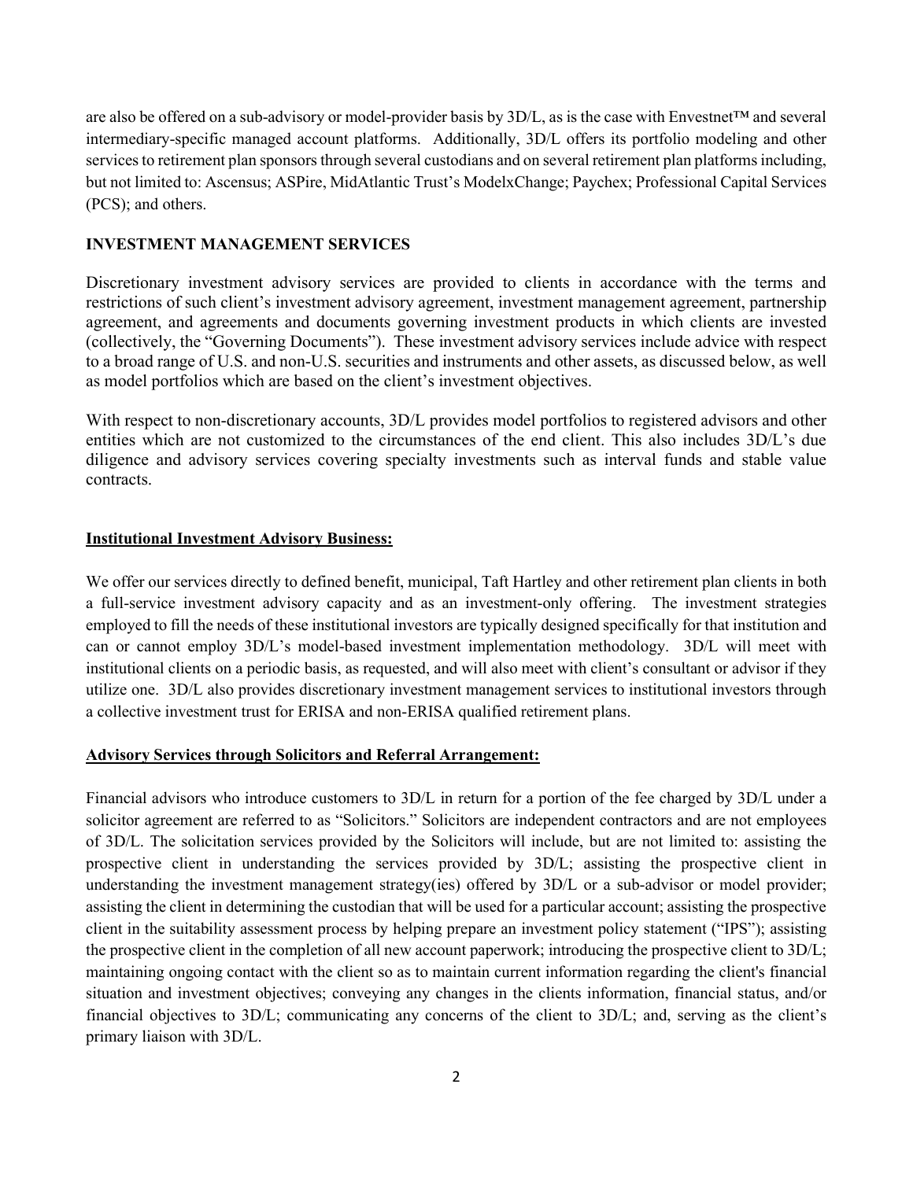are also be offered on a sub-advisory or model-provider basis by 3D/L, as is the case with Envestnet™ and several intermediary-specific managed account platforms. Additionally, 3D/L offers its portfolio modeling and other services to retirement plan sponsors through several custodians and on several retirement plan platforms including, but not limited to: Ascensus; ASPire, MidAtlantic Trust's ModelxChange; Paychex; Professional Capital Services (PCS); and others.

## INVESTMENT MANAGEMENT SERVICES

Discretionary investment advisory services are provided to clients in accordance with the terms and restrictions of such client's investment advisory agreement, investment management agreement, partnership agreement, and agreements and documents governing investment products in which clients are invested (collectively, the "Governing Documents"). These investment advisory services include advice with respect to a broad range of U.S. and non-U.S. securities and instruments and other assets, as discussed below, as well as model portfolios which are based on the client's investment objectives.

With respect to non-discretionary accounts, 3D/L provides model portfolios to registered advisors and other entities which are not customized to the circumstances of the end client. This also includes 3D/L's due diligence and advisory services covering specialty investments such as interval funds and stable value contracts.

### Institutional Investment Advisory Business:

We offer our services directly to defined benefit, municipal, Taft Hartley and other retirement plan clients in both a full-service investment advisory capacity and as an investment-only offering. The investment strategies employed to fill the needs of these institutional investors are typically designed specifically for that institution and can or cannot employ 3D/L's model-based investment implementation methodology. 3D/L will meet with institutional clients on a periodic basis, as requested, and will also meet with client's consultant or advisor if they utilize one. 3D/L also provides discretionary investment management services to institutional investors through a collective investment trust for ERISA and non-ERISA qualified retirement plans.

### Advisory Services through Solicitors and Referral Arrangement:

Financial advisors who introduce customers to 3D/L in return for a portion of the fee charged by 3D/L under a solicitor agreement are referred to as "Solicitors." Solicitors are independent contractors and are not employees of 3D/L. The solicitation services provided by the Solicitors will include, but are not limited to: assisting the prospective client in understanding the services provided by 3D/L; assisting the prospective client in understanding the investment management strategy(ies) offered by 3D/L or a sub-advisor or model provider; assisting the client in determining the custodian that will be used for a particular account; assisting the prospective client in the suitability assessment process by helping prepare an investment policy statement ("IPS"); assisting the prospective client in the completion of all new account paperwork; introducing the prospective client to 3D/L; maintaining ongoing contact with the client so as to maintain current information regarding the client's financial situation and investment objectives; conveying any changes in the clients information, financial status, and/or financial objectives to 3D/L; communicating any concerns of the client to 3D/L; and, serving as the client's primary liaison with 3D/L.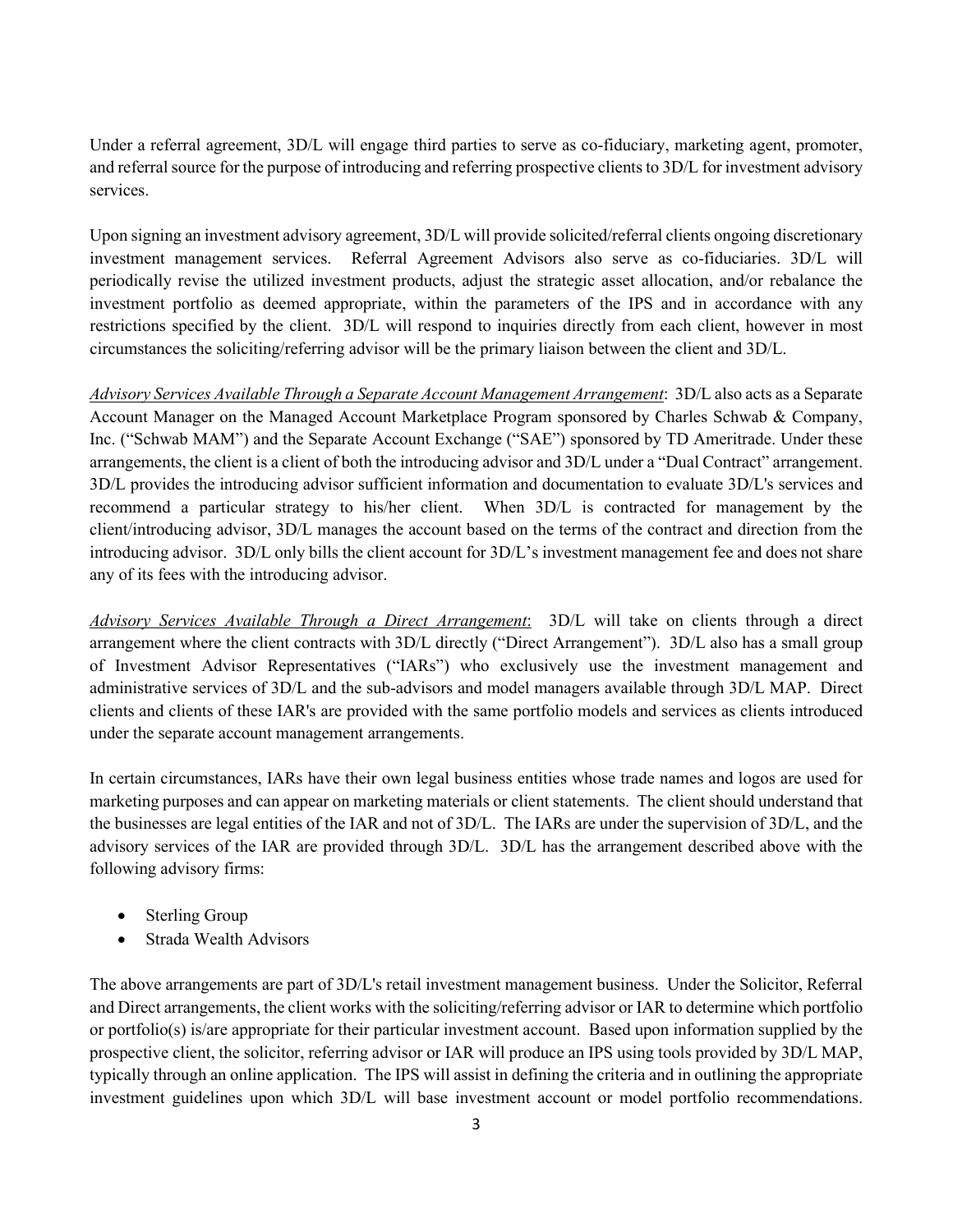Under a referral agreement, 3D/L will engage third parties to serve as co-fiduciary, marketing agent, promoter, and referral source for the purpose of introducing and referring prospective clients to 3D/L for investment advisory services.

Upon signing an investment advisory agreement, 3D/L will provide solicited/referral clients ongoing discretionary investment management services. Referral Agreement Advisors also serve as co-fiduciaries. 3D/L will periodically revise the utilized investment products, adjust the strategic asset allocation, and/or rebalance the investment portfolio as deemed appropriate, within the parameters of the IPS and in accordance with any restrictions specified by the client. 3D/L will respond to inquiries directly from each client, however in most circumstances the soliciting/referring advisor will be the primary liaison between the client and 3D/L.

_Advisory Services Available Through a Separate Account Management Arrangement_: 3D/L also acts as a Separate Account Manager on the Managed Account Marketplace Program sponsored by Charles Schwab & Company, Inc. ("Schwab MAM") and the Separate Account Exchange ("SAE") sponsored by TD Ameritrade. Under these arrangements, the client is a client of both the introducing advisor and 3D/L under a "Dual Contract" arrangement. 3D/L provides the introducing advisor sufficient information and documentation to evaluate 3D/L's services and recommend a particular strategy to his/her client. When 3D/L is contracted for management by the client/introducing advisor, 3D/L manages the account based on the terms of the contract and direction from the introducing advisor. 3D/L only bills the client account for 3D/L's investment management fee and does not share any of its fees with the introducing advisor.

_Advisory Services Available Through a Direct Arrangement_: 3D/L will take on clients through a direct arrangement where the client contracts with 3D/L directly ("Direct Arrangement"). 3D/L also has a small group of Investment Advisor Representatives ("IARs") who exclusively use the investment management and administrative services of 3D/L and the sub-advisors and model managers available through 3D/L MAP. Direct clients and clients of these IAR's are provided with the same portfolio models and services as clients introduced under the separate account management arrangements.

In certain circumstances, IARs have their own legal business entities whose trade names and logos are used for marketing purposes and can appear on marketing materials or client statements. The client should understand that the businesses are legal entities of the IAR and not of 3D/L. The IARs are under the supervision of 3D/L, and the advisory services of the IAR are provided through 3D/L. 3D/L has the arrangement described above with the following advisory firms:

- Sterling Group
- Strada Wealth Advisors

The above arrangements are part of 3D/L's retail investment management business. Under the Solicitor, Referral and Direct arrangements, the client works with the soliciting/referring advisor or IAR to determine which portfolio or portfolio(s) is/are appropriate for their particular investment account. Based upon information supplied by the prospective client, the solicitor, referring advisor or IAR will produce an IPS using tools provided by 3D/L MAP, typically through an online application. The IPS will assist in defining the criteria and in outlining the appropriate investment guidelines upon which 3D/L will base investment account or model portfolio recommendations.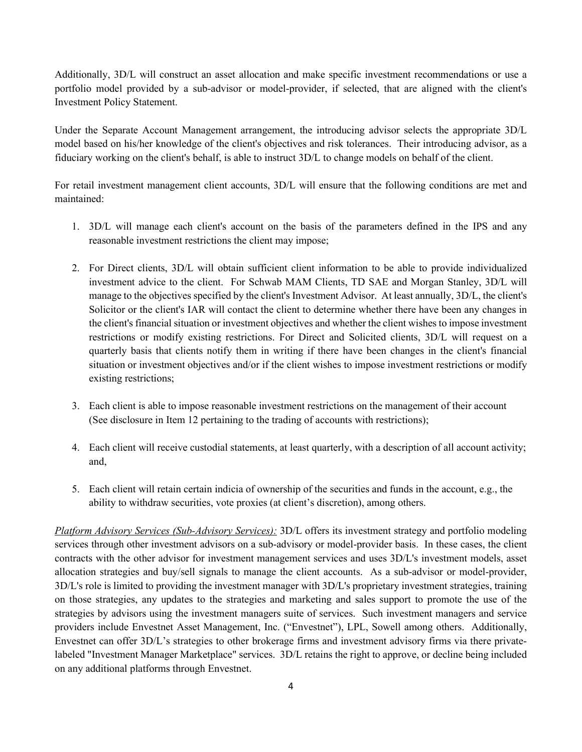Additionally, 3D/L will construct an asset allocation and make specific investment recommendations or use a portfolio model provided by a sub-advisor or model-provider, if selected, that are aligned with the client's Investment Policy Statement.

Under the Separate Account Management arrangement, the introducing advisor selects the appropriate 3D/L model based on his/her knowledge of the client's objectives and risk tolerances. Their introducing advisor, as a fiduciary working on the client's behalf, is able to instruct 3D/L to change models on behalf of the client.

For retail investment management client accounts, 3D/L will ensure that the following conditions are met and maintained:

1. 3D/L will manage each client's account on the basis of the parameters defined in the IPS and any reasonable investment restrictions the client may impose;

2. For Direct clients, 3D/L will obtain sufficient client information to be able to provide individualized investment advice to the client. For Schwab MAM Clients, TD SAE and Morgan Stanley, 3D/L will manage to the objectives specified by the client's Investment Advisor. At least annually, 3D/L, the client's Solicitor or the client's IAR will contact the client to determine whether there have been any changes in the client's financial situation or investment objectives and whether the client wishes to impose investment restrictions or modify existing restrictions. For Direct and Solicited clients, 3D/L will request on a quarterly basis that clients notify them in writing if there have been changes in the client's financial situation or investment objectives and/or if the client wishes to impose investment restrictions or modify existing restrictions;

3. Each client is able to impose reasonable investment restrictions on the management of their account (See disclosure in Item 12 pertaining to the trading of accounts with restrictions);

4. Each client will receive custodial statements, at least quarterly, with a description of all account activity; and,

5. Each client will retain certain indicia of ownership of the securities and funds in the account, e.g., the ability to withdraw securities, vote proxies (at client's discretion), among others.

*Platform Advisory Services (Sub-Advisory Services):* 3D/L offers its investment strategy and portfolio modeling services through other investment advisors on a sub-advisory or model-provider basis. In these cases, the client contracts with the other advisor for investment management services and uses 3D/L's investment models, asset allocation strategies and buy/sell signals to manage the client accounts. As a sub-advisor or model-provider, 3D/L's role is limited to providing the investment manager with 3D/L's proprietary investment strategies, training on those strategies, any updates to the strategies and marketing and sales support to promote the use of the strategies by advisors using the investment managers suite of services. Such investment managers and service providers include Envestnet Asset Management, Inc. ("Envestnet"), LPL, Sowell among others. Additionally, Envestnet can offer 3D/L's strategies to other brokerage firms and investment advisory firms via there private-labeled "Investment Manager Marketplace" services. 3D/L retains the right to approve, or decline being included on any additional platforms through Envestnet.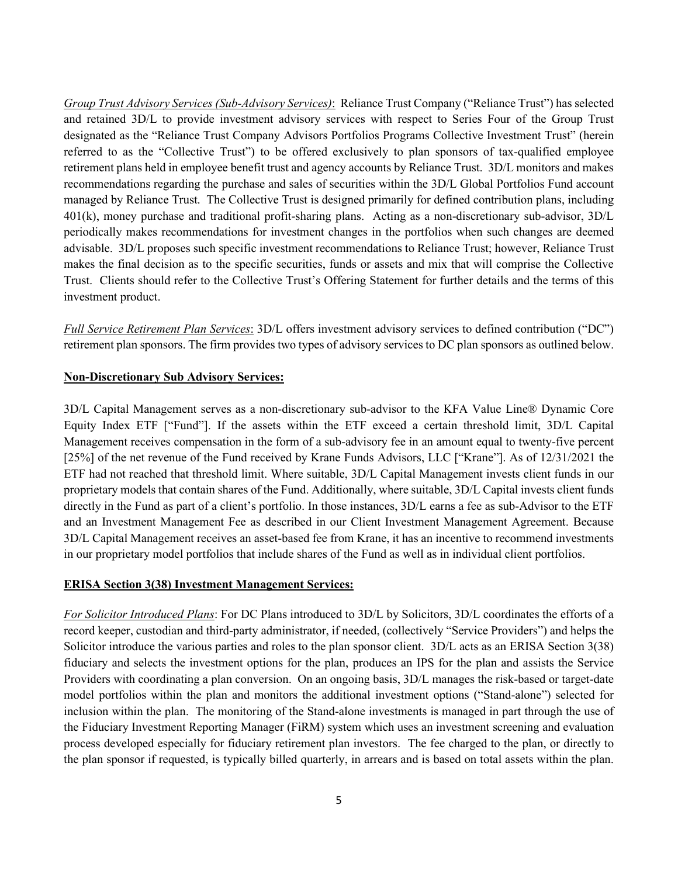*Group Trust Advisory Services (Sub-Advisory Services)*: Reliance Trust Company ("Reliance Trust") has selected and retained 3D/L to provide investment advisory services with respect to Series Four of the Group Trust designated as the "Reliance Trust Company Advisors Portfolios Programs Collective Investment Trust" (herein referred to as the "Collective Trust") to be offered exclusively to plan sponsors of tax-qualified employee retirement plans held in employee benefit trust and agency accounts by Reliance Trust. 3D/L monitors and makes recommendations regarding the purchase and sales of securities within the 3D/L Global Portfolios Fund account managed by Reliance Trust. The Collective Trust is designed primarily for defined contribution plans, including 401(k), money purchase and traditional profit-sharing plans. Acting as a non-discretionary sub-advisor, 3D/L periodically makes recommendations for investment changes in the portfolios when such changes are deemed advisable. 3D/L proposes such specific investment recommendations to Reliance Trust; however, Reliance Trust makes the final decision as to the specific securities, funds or assets and mix that will comprise the Collective Trust. Clients should refer to the Collective Trust's Offering Statement for further details and the terms of this investment product.

*Full Service Retirement Plan Services*: 3D/L offers investment advisory services to defined contribution ("DC") retirement plan sponsors. The firm provides two types of advisory services to DC plan sponsors as outlined below.

**Non-Discretionary Sub Advisory Services:**

3D/L Capital Management serves as a non-discretionary sub-advisor to the KFA Value Line® Dynamic Core Equity Index ETF ["Fund"]. If the assets within the ETF exceed a certain threshold limit, 3D/L Capital Management receives compensation in the form of a sub-advisory fee in an amount equal to twenty-five percent [25%] of the net revenue of the Fund received by Krane Funds Advisors, LLC ["Krane"]. As of 12/31/2021 the ETF had not reached that threshold limit. Where suitable, 3D/L Capital Management invests client funds in our proprietary models that contain shares of the Fund. Additionally, where suitable, 3D/L Capital invests client funds directly in the Fund as part of a client's portfolio. In those instances, 3D/L earns a fee as sub-Advisor to the ETF and an Investment Management Fee as described in our Client Investment Management Agreement. Because 3D/L Capital Management receives an asset-based fee from Krane, it has an incentive to recommend investments in our proprietary model portfolios that include shares of the Fund as well as in individual client portfolios.

**ERISA Section 3(38) Investment Management Services:**

*For Solicitor Introduced Plans*: For DC Plans introduced to 3D/L by Solicitors, 3D/L coordinates the efforts of a record keeper, custodian and third-party administrator, if needed, (collectively "Service Providers") and helps the Solicitor introduce the various parties and roles to the plan sponsor client. 3D/L acts as an ERISA Section 3(38) fiduciary and selects the investment options for the plan, produces an IPS for the plan and assists the Service Providers with coordinating a plan conversion. On an ongoing basis, 3D/L manages the risk-based or target-date model portfolios within the plan and monitors the additional investment options ("Stand-alone") selected for inclusion within the plan. The monitoring of the Stand-alone investments is managed in part through the use of the Fiduciary Investment Reporting Manager (FiRM) system which uses an investment screening and evaluation process developed especially for fiduciary retirement plan investors. The fee charged to the plan, or directly to the plan sponsor if requested, is typically billed quarterly, in arrears and is based on total assets within the plan.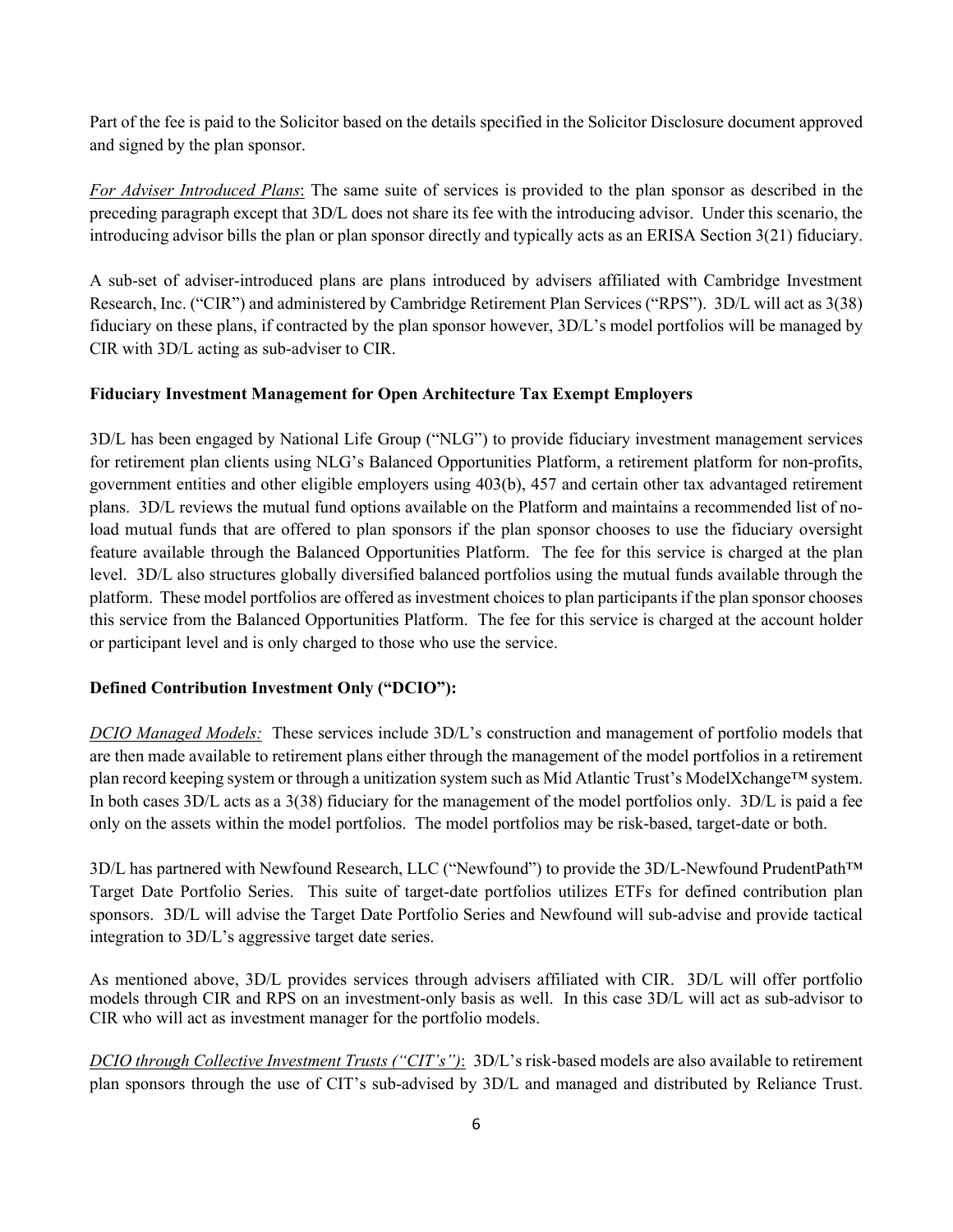Part of the fee is paid to the Solicitor based on the details specified in the Solicitor Disclosure document approved and signed by the plan sponsor.

*For Adviser Introduced Plans*: The same suite of services is provided to the plan sponsor as described in the preceding paragraph except that 3D/L does not share its fee with the introducing advisor. Under this scenario, the introducing advisor bills the plan or plan sponsor directly and typically acts as an ERISA Section 3(21) fiduciary.

A sub-set of adviser-introduced plans are plans introduced by advisers affiliated with Cambridge Investment Research, Inc. ("CIR") and administered by Cambridge Retirement Plan Services ("RPS"). 3D/L will act as 3(38) fiduciary on these plans, if contracted by the plan sponsor however, 3D/L's model portfolios will be managed by CIR with 3D/L acting as sub-adviser to CIR.

**Fiduciary Investment Management for Open Architecture Tax Exempt Employers**

3D/L has been engaged by National Life Group ("NLG") to provide fiduciary investment management services for retirement plan clients using NLG's Balanced Opportunities Platform, a retirement platform for non-profits, government entities and other eligible employers using 403(b), 457 and certain other tax advantaged retirement plans. 3D/L reviews the mutual fund options available on the Platform and maintains a recommended list of no-load mutual funds that are offered to plan sponsors if the plan sponsor chooses to use the fiduciary oversight feature available through the Balanced Opportunities Platform. The fee for this service is charged at the plan level. 3D/L also structures globally diversified balanced portfolios using the mutual funds available through the platform. These model portfolios are offered as investment choices to plan participants if the plan sponsor chooses this service from the Balanced Opportunities Platform. The fee for this service is charged at the account holder or participant level and is only charged to those who use the service.

**Defined Contribution Investment Only ("DCIO"):**

*DCIO Managed Models:* These services include 3D/L's construction and management of portfolio models that are then made available to retirement plans either through the management of the model portfolios in a retirement plan record keeping system or through a unitization system such as Mid Atlantic Trust's ModelXchange™ system. In both cases 3D/L acts as a 3(38) fiduciary for the management of the model portfolios only. 3D/L is paid a fee only on the assets within the model portfolios. The model portfolios may be risk-based, target-date or both.

3D/L has partnered with Newfound Research, LLC ("Newfound") to provide the 3D/L-Newfound PrudentPath™ Target Date Portfolio Series. This suite of target-date portfolios utilizes ETFs for defined contribution plan sponsors. 3D/L will advise the Target Date Portfolio Series and Newfound will sub-advise and provide tactical integration to 3D/L's aggressive target date series.

As mentioned above, 3D/L provides services through advisers affiliated with CIR. 3D/L will offer portfolio models through CIR and RPS on an investment-only basis as well. In this case 3D/L will act as sub-advisor to CIR who will act as investment manager for the portfolio models.

*DCIO through Collective Investment Trusts ("CIT's")*: 3D/L's risk-based models are also available to retirement plan sponsors through the use of CIT's sub-advised by 3D/L and managed and distributed by Reliance Trust.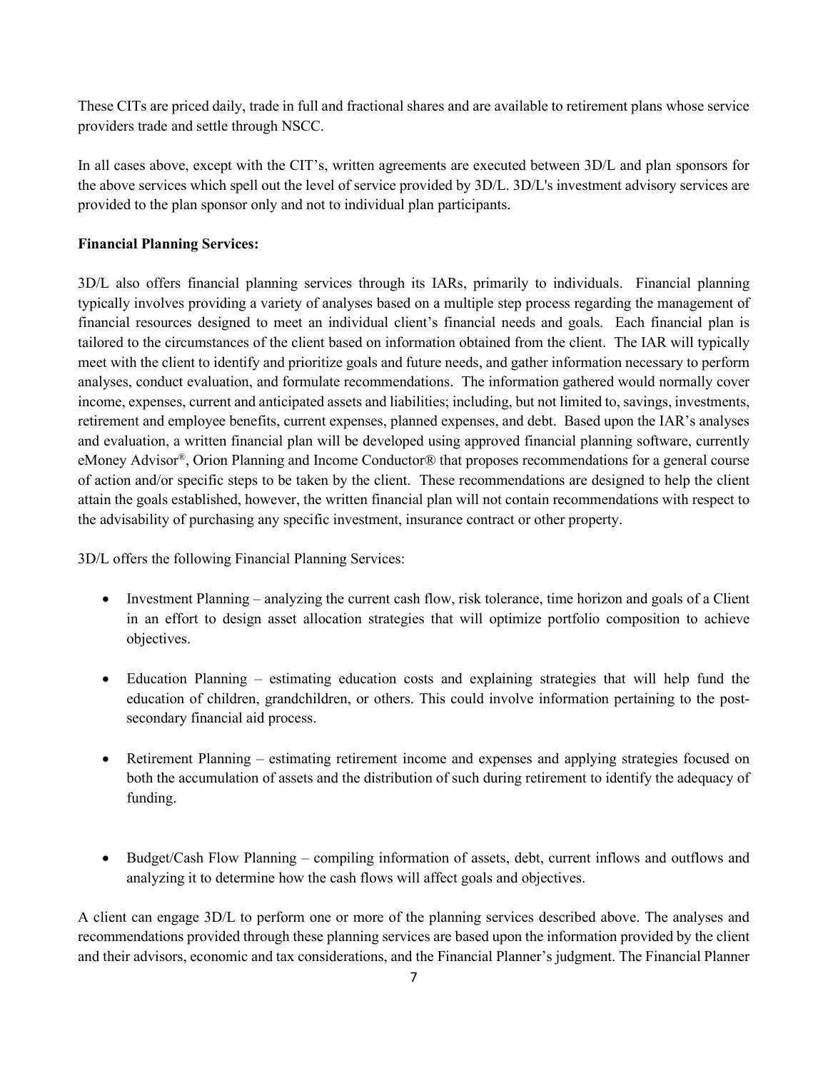These CITs are priced daily, trade in full and fractional shares and are available to retirement plans whose service providers trade and settle through NSCC.

In all cases above, except with the CIT's, written agreements are executed between 3D/L and plan sponsors for the above services which spell out the level of service provided by 3D/L. 3D/L's investment advisory services are provided to the plan sponsor only and not to individual plan participants.

**Financial Planning Services:**

3D/L also offers financial planning services through its IARs, primarily to individuals. Financial planning typically involves providing a variety of analyses based on a multiple step process regarding the management of financial resources designed to meet an individual client's financial needs and goals. Each financial plan is tailored to the circumstances of the client based on information obtained from the client. The IAR will typically meet with the client to identify and prioritize goals and future needs, and gather information necessary to perform analyses, conduct evaluation, and formulate recommendations. The information gathered would normally cover income, expenses, current and anticipated assets and liabilities; including, but not limited to, savings, investments, retirement and employee benefits, current expenses, planned expenses, and debt. Based upon the IAR's analyses and evaluation, a written financial plan will be developed using approved financial planning software, currently eMoney Advisor®, Orion Planning and Income Conductor® that proposes recommendations for a general course of action and/or specific steps to be taken by the client. These recommendations are designed to help the client attain the goals established, however, the written financial plan will not contain recommendations with respect to the advisability of purchasing any specific investment, insurance contract or other property.

3D/L offers the following Financial Planning Services:

- Investment Planning – analyzing the current cash flow, risk tolerance, time horizon and goals of a Client in an effort to design asset allocation strategies that will optimize portfolio composition to achieve objectives.

- Education Planning – estimating education costs and explaining strategies that will help fund the education of children, grandchildren, or others. This could involve information pertaining to the post-secondary financial aid process.

- Retirement Planning – estimating retirement income and expenses and applying strategies focused on both the accumulation of assets and the distribution of such during retirement to identify the adequacy of funding.

- Budget/Cash Flow Planning – compiling information of assets, debt, current inflows and outflows and analyzing it to determine how the cash flows will affect goals and objectives.

A client can engage 3D/L to perform one or more of the planning services described above. The analyses and recommendations provided through these planning services are based upon the information provided by the client and their advisors, economic and tax considerations, and the Financial Planner's judgment. The Financial Planner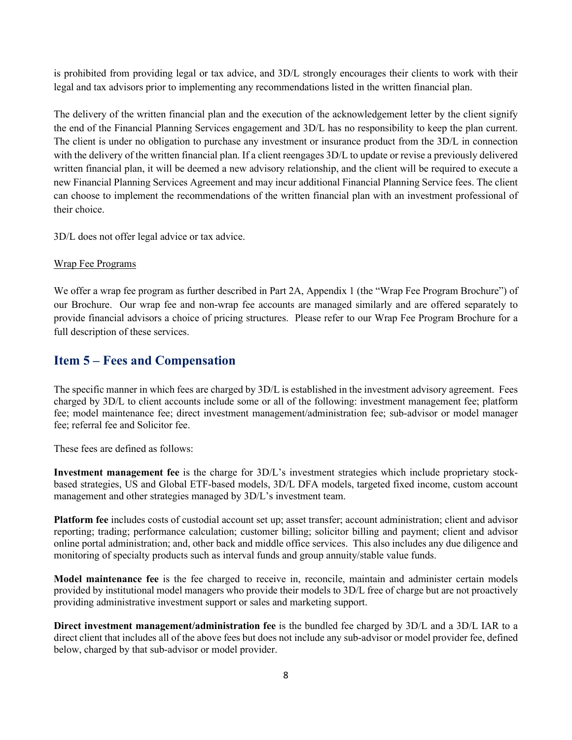is prohibited from providing legal or tax advice, and 3D/L strongly encourages their clients to work with their legal and tax advisors prior to implementing any recommendations listed in the written financial plan.

The delivery of the written financial plan and the execution of the acknowledgement letter by the client signify the end of the Financial Planning Services engagement and 3D/L has no responsibility to keep the plan current. The client is under no obligation to purchase any investment or insurance product from the 3D/L in connection with the delivery of the written financial plan. If a client reengages 3D/L to update or revise a previously delivered written financial plan, it will be deemed a new advisory relationship, and the client will be required to execute a new Financial Planning Services Agreement and may incur additional Financial Planning Service fees. The client can choose to implement the recommendations of the written financial plan with an investment professional of their choice.

3D/L does not offer legal advice or tax advice.

Wrap Fee Programs

We offer a wrap fee program as further described in Part 2A, Appendix 1 (the "Wrap Fee Program Brochure") of our Brochure. Our wrap fee and non-wrap fee accounts are managed similarly and are offered separately to provide financial advisors a choice of pricing structures. Please refer to our Wrap Fee Program Brochure for a full description of these services.

## Item 5 – Fees and Compensation

The specific manner in which fees are charged by 3D/L is established in the investment advisory agreement. Fees charged by 3D/L to client accounts include some or all of the following: investment management fee; platform fee; model maintenance fee; direct investment management/administration fee; sub-advisor or model manager fee; referral fee and Solicitor fee.

These fees are defined as follows:

**Investment management fee** is the charge for 3D/L's investment strategies which include proprietary stock-based strategies, US and Global ETF-based models, 3D/L DFA models, targeted fixed income, custom account management and other strategies managed by 3D/L's investment team.

**Platform fee** includes costs of custodial account set up; asset transfer; account administration; client and advisor reporting; trading; performance calculation; customer billing; solicitor billing and payment; client and advisor online portal administration; and, other back and middle office services. This also includes any due diligence and monitoring of specialty products such as interval funds and group annuity/stable value funds.

**Model maintenance fee** is the fee charged to receive in, reconcile, maintain and administer certain models provided by institutional model managers who provide their models to 3D/L free of charge but are not proactively providing administrative investment support or sales and marketing support.

**Direct investment management/administration fee** is the bundled fee charged by 3D/L and a 3D/L IAR to a direct client that includes all of the above fees but does not include any sub-advisor or model provider fee, defined below, charged by that sub-advisor or model provider.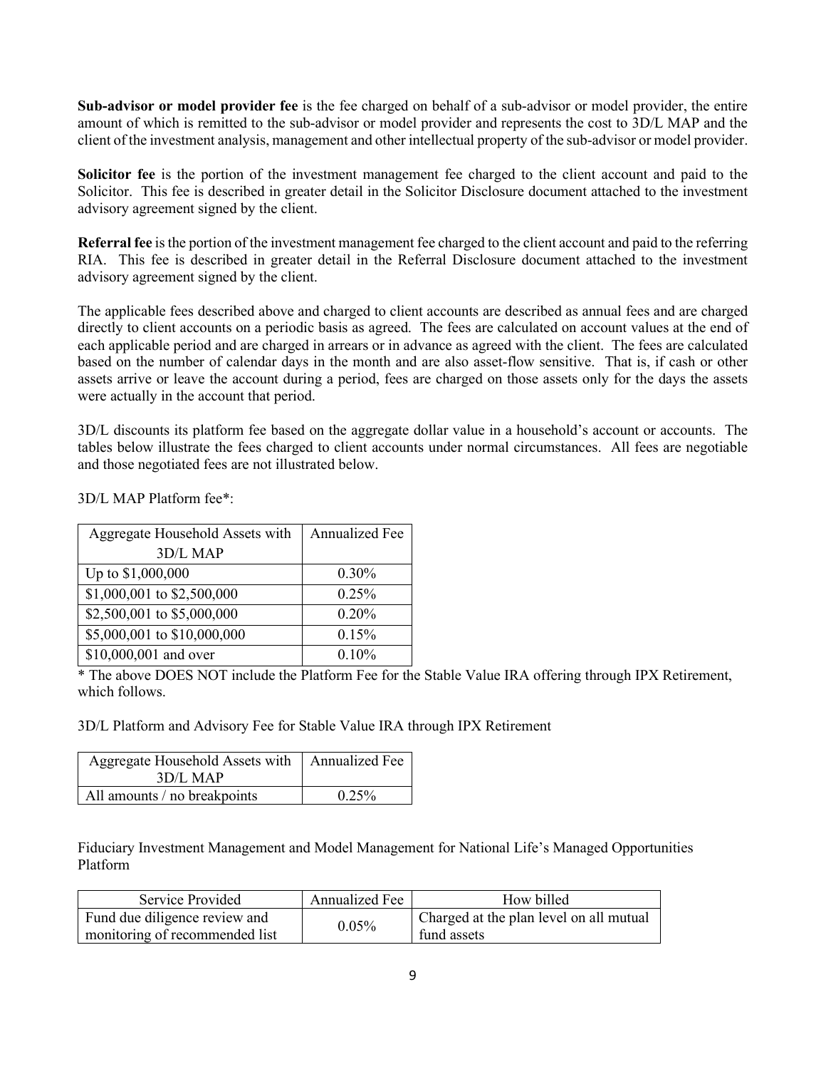**Sub-advisor or model provider fee** is the fee charged on behalf of a sub-advisor or model provider, the entire amount of which is remitted to the sub-advisor or model provider and represents the cost to 3D/L MAP and the client of the investment analysis, management and other intellectual property of the sub-advisor or model provider.

**Solicitor fee** is the portion of the investment management fee charged to the client account and paid to the Solicitor. This fee is described in greater detail in the Solicitor Disclosure document attached to the investment advisory agreement signed by the client.

**Referral fee** is the portion of the investment management fee charged to the client account and paid to the referring RIA. This fee is described in greater detail in the Referral Disclosure document attached to the investment advisory agreement signed by the client.

The applicable fees described above and charged to client accounts are described as annual fees and are charged directly to client accounts on a periodic basis as agreed. The fees are calculated on account values at the end of each applicable period and are charged in arrears or in advance as agreed with the client. The fees are calculated based on the number of calendar days in the month and are also asset-flow sensitive. That is, if cash or other assets arrive or leave the account during a period, fees are charged on those assets only for the days the assets were actually in the account that period.

3D/L discounts its platform fee based on the aggregate dollar value in a household's account or accounts. The tables below illustrate the fees charged to client accounts under normal circumstances. All fees are negotiable and those negotiated fees are not illustrated below.

3D/L MAP Platform fee*:

| Aggregate Household Assets with 3D/L MAP | Annualized Fee |
|---|---|
| Up to $1,000,000 | 0.30% |
| $1,000,001 to $2,500,000 | 0.25% |
| $2,500,001 to $5,000,000 | 0.20% |
| $5,000,001 to $10,000,000 | 0.15% |
| $10,000,001 and over | 0.10% |

* The above DOES NOT include the Platform Fee for the Stable Value IRA offering through IPX Retirement, which follows.

3D/L Platform and Advisory Fee for Stable Value IRA through IPX Retirement

| Aggregate Household Assets with 3D/L MAP | Annualized Fee |
|---|---|
| All amounts / no breakpoints | 0.25% |

Fiduciary Investment Management and Model Management for National Life's Managed Opportunities Platform

| Service Provided | Annualized Fee | How billed |
|---|---|---|
| Fund due diligence review and monitoring of recommended list | 0.05% | Charged at the plan level on all mutual fund assets |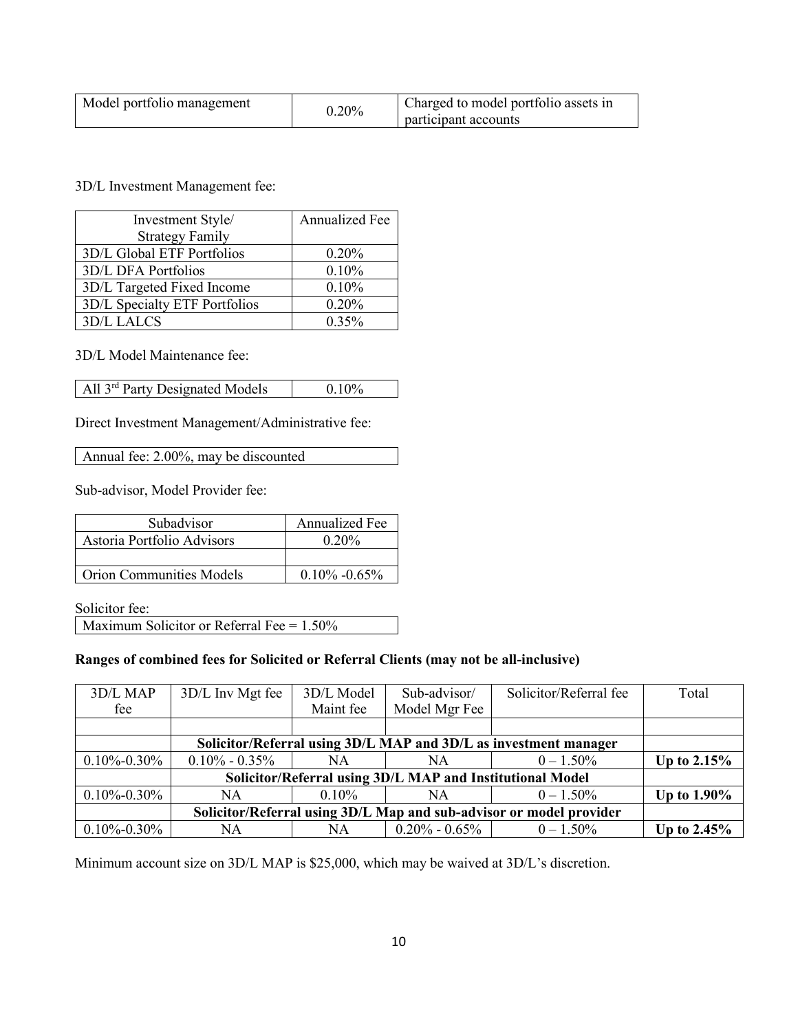| Model portfolio management | 0.20% | Charged to model portfolio assets in participant accounts |
|---|---|---|

3D/L Investment Management fee:

| Investment Style/ Strategy Family | Annualized Fee |
|---|---|
| 3D/L Global ETF Portfolios | 0.20% |
| 3D/L DFA Portfolios | 0.10% |
| 3D/L Targeted Fixed Income | 0.10% |
| 3D/L Specialty ETF Portfolios | 0.20% |
| 3D/L LALCS | 0.35% |

3D/L Model Maintenance fee:

| All 3rd Party Designated Models | 0.10% |
|---|---|

Direct Investment Management/Administrative fee:

| Annual fee: 2.00%, may be discounted |
|---|

Sub-advisor, Model Provider fee:

| Subadvisor | Annualized Fee |
|---|---|
| Astoria Portfolio Advisors | 0.20% |
| | |
| Orion Communities Models | 0.10% -0.65% |

Solicitor fee:

| Maximum Solicitor or Referral Fee = 1.50% |
|---|

**Ranges of combined fees for Solicited or Referral Clients (may not be all-inclusive)**

| 3D/L MAP fee | 3D/L Inv Mgt fee | 3D/L Model Maint fee | Sub-advisor/ Model Mgr Fee | Solicitor/Referral fee | Total |
|---|---|---|---|---|---|
| | | | | | |
| | **Solicitor/Referral using 3D/L MAP and 3D/L as investment manager** | | | | |
| 0.10%-0.30% | 0.10% - 0.35% | NA | NA | 0 – 1.50% | **Up to 2.15%** |
| | **Solicitor/Referral using 3D/L MAP and Institutional Model** | | | | |
| 0.10%-0.30% | NA | 0.10% | NA | 0 – 1.50% | **Up to 1.90%** |
| | **Solicitor/Referral using 3D/L Map and sub-advisor or model provider** | | | | |
| 0.10%-0.30% | NA | NA | 0.20% - 0.65% | 0 – 1.50% | **Up to 2.45%** |

Minimum account size on 3D/L MAP is $25,000, which may be waived at 3D/L's discretion.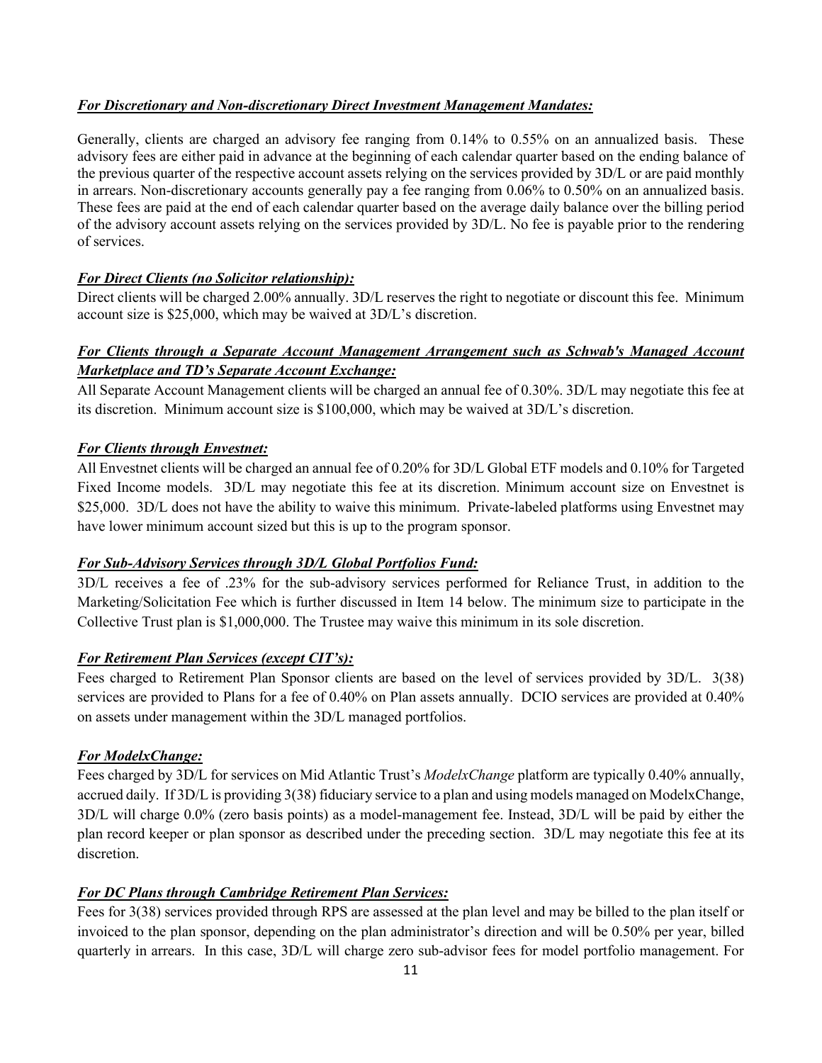***For Discretionary and Non-discretionary Direct Investment Management Mandates:***

Generally, clients are charged an advisory fee ranging from 0.14% to 0.55% on an annualized basis. These advisory fees are either paid in advance at the beginning of each calendar quarter based on the ending balance of the previous quarter of the respective account assets relying on the services provided by 3D/L or are paid monthly in arrears. Non-discretionary accounts generally pay a fee ranging from 0.06% to 0.50% on an annualized basis. These fees are paid at the end of each calendar quarter based on the average daily balance over the billing period of the advisory account assets relying on the services provided by 3D/L. No fee is payable prior to the rendering of services.

***For Direct Clients (no Solicitor relationship):***

Direct clients will be charged 2.00% annually. 3D/L reserves the right to negotiate or discount this fee. Minimum account size is $25,000, which may be waived at 3D/L's discretion.

***For Clients through a Separate Account Management Arrangement such as Schwab's Managed Account Marketplace and TD's Separate Account Exchange:***

All Separate Account Management clients will be charged an annual fee of 0.30%. 3D/L may negotiate this fee at its discretion. Minimum account size is $100,000, which may be waived at 3D/L's discretion.

***For Clients through Envestnet:***

All Envestnet clients will be charged an annual fee of 0.20% for 3D/L Global ETF models and 0.10% for Targeted Fixed Income models. 3D/L may negotiate this fee at its discretion. Minimum account size on Envestnet is $25,000. 3D/L does not have the ability to waive this minimum. Private-labeled platforms using Envestnet may have lower minimum account sized but this is up to the program sponsor.

***For Sub-Advisory Services through 3D/L Global Portfolios Fund:***

3D/L receives a fee of .23% for the sub-advisory services performed for Reliance Trust, in addition to the Marketing/Solicitation Fee which is further discussed in Item 14 below. The minimum size to participate in the Collective Trust plan is $1,000,000. The Trustee may waive this minimum in its sole discretion.

***For Retirement Plan Services (except CIT's):***

Fees charged to Retirement Plan Sponsor clients are based on the level of services provided by 3D/L. 3(38) services are provided to Plans for a fee of 0.40% on Plan assets annually. DCIO services are provided at 0.40% on assets under management within the 3D/L managed portfolios.

***For ModelxChange:***

Fees charged by 3D/L for services on Mid Atlantic Trust's *ModelxChange* platform are typically 0.40% annually, accrued daily. If 3D/L is providing 3(38) fiduciary service to a plan and using models managed on ModelxChange, 3D/L will charge 0.0% (zero basis points) as a model-management fee. Instead, 3D/L will be paid by either the plan record keeper or plan sponsor as described under the preceding section. 3D/L may negotiate this fee at its discretion.

***For DC Plans through Cambridge Retirement Plan Services:***

Fees for 3(38) services provided through RPS are assessed at the plan level and may be billed to the plan itself or invoiced to the plan sponsor, depending on the plan administrator's direction and will be 0.50% per year, billed quarterly in arrears. In this case, 3D/L will charge zero sub-advisor fees for model portfolio management. For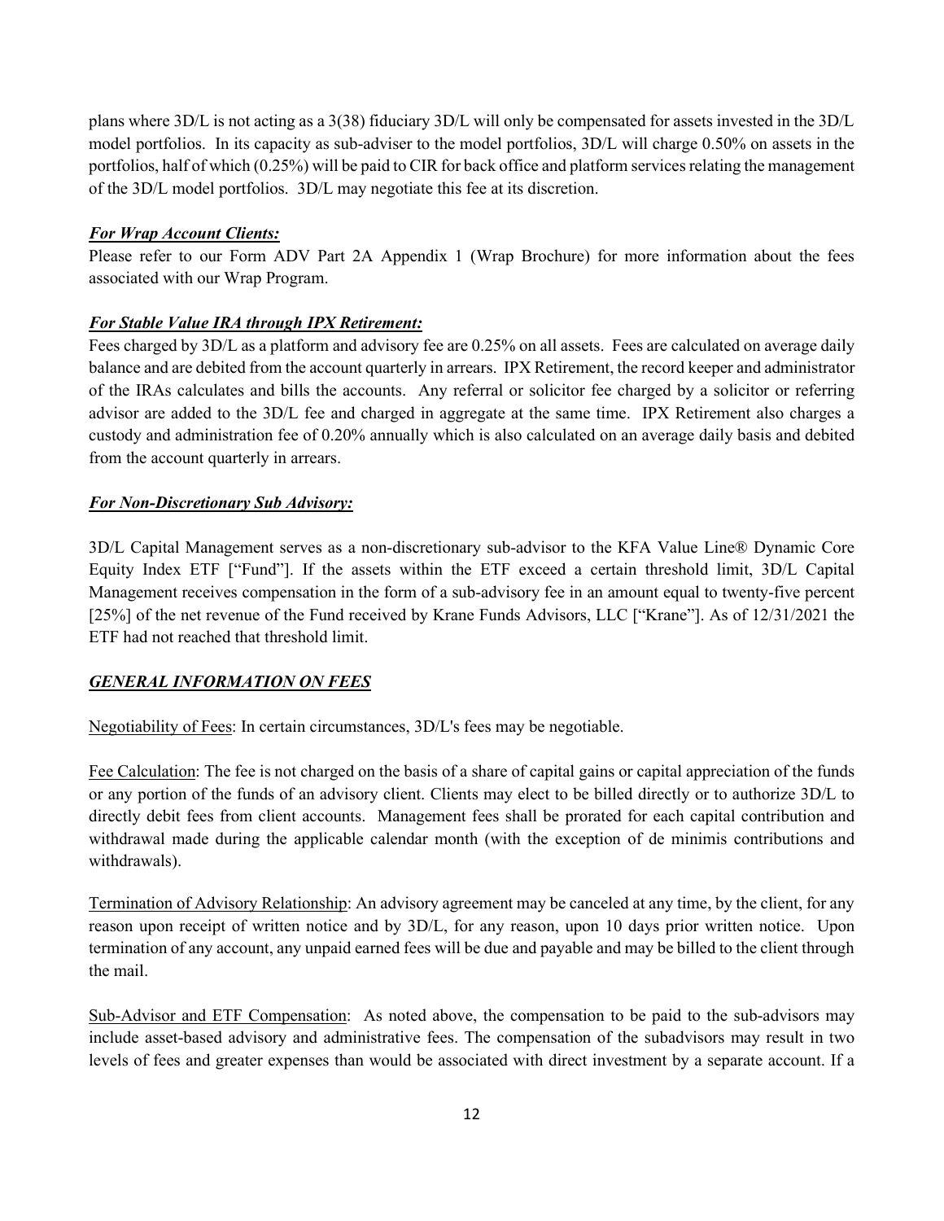plans where 3D/L is not acting as a 3(38) fiduciary 3D/L will only be compensated for assets invested in the 3D/L model portfolios. In its capacity as sub-adviser to the model portfolios, 3D/L will charge 0.50% on assets in the portfolios, half of which (0.25%) will be paid to CIR for back office and platform services relating the management of the 3D/L model portfolios. 3D/L may negotiate this fee at its discretion.

***For Wrap Account Clients:***

Please refer to our Form ADV Part 2A Appendix 1 (Wrap Brochure) for more information about the fees associated with our Wrap Program.

***For Stable Value IRA through IPX Retirement:***

Fees charged by 3D/L as a platform and advisory fee are 0.25% on all assets. Fees are calculated on average daily balance and are debited from the account quarterly in arrears. IPX Retirement, the record keeper and administrator of the IRAs calculates and bills the accounts. Any referral or solicitor fee charged by a solicitor or referring advisor are added to the 3D/L fee and charged in aggregate at the same time. IPX Retirement also charges a custody and administration fee of 0.20% annually which is also calculated on an average daily basis and debited from the account quarterly in arrears.

***For Non-Discretionary Sub Advisory:***

3D/L Capital Management serves as a non-discretionary sub-advisor to the KFA Value Line® Dynamic Core Equity Index ETF ["Fund"]. If the assets within the ETF exceed a certain threshold limit, 3D/L Capital Management receives compensation in the form of a sub-advisory fee in an amount equal to twenty-five percent [25%] of the net revenue of the Fund received by Krane Funds Advisors, LLC ["Krane"]. As of 12/31/2021 the ETF had not reached that threshold limit.

***GENERAL INFORMATION ON FEES***

Negotiability of Fees: In certain circumstances, 3D/L's fees may be negotiable.

Fee Calculation: The fee is not charged on the basis of a share of capital gains or capital appreciation of the funds or any portion of the funds of an advisory client. Clients may elect to be billed directly or to authorize 3D/L to directly debit fees from client accounts. Management fees shall be prorated for each capital contribution and withdrawal made during the applicable calendar month (with the exception of de minimis contributions and withdrawals).

Termination of Advisory Relationship: An advisory agreement may be canceled at any time, by the client, for any reason upon receipt of written notice and by 3D/L, for any reason, upon 10 days prior written notice. Upon termination of any account, any unpaid earned fees will be due and payable and may be billed to the client through the mail.

Sub-Advisor and ETF Compensation: As noted above, the compensation to be paid to the sub-advisors may include asset-based advisory and administrative fees. The compensation of the subadvisors may result in two levels of fees and greater expenses than would be associated with direct investment by a separate account. If a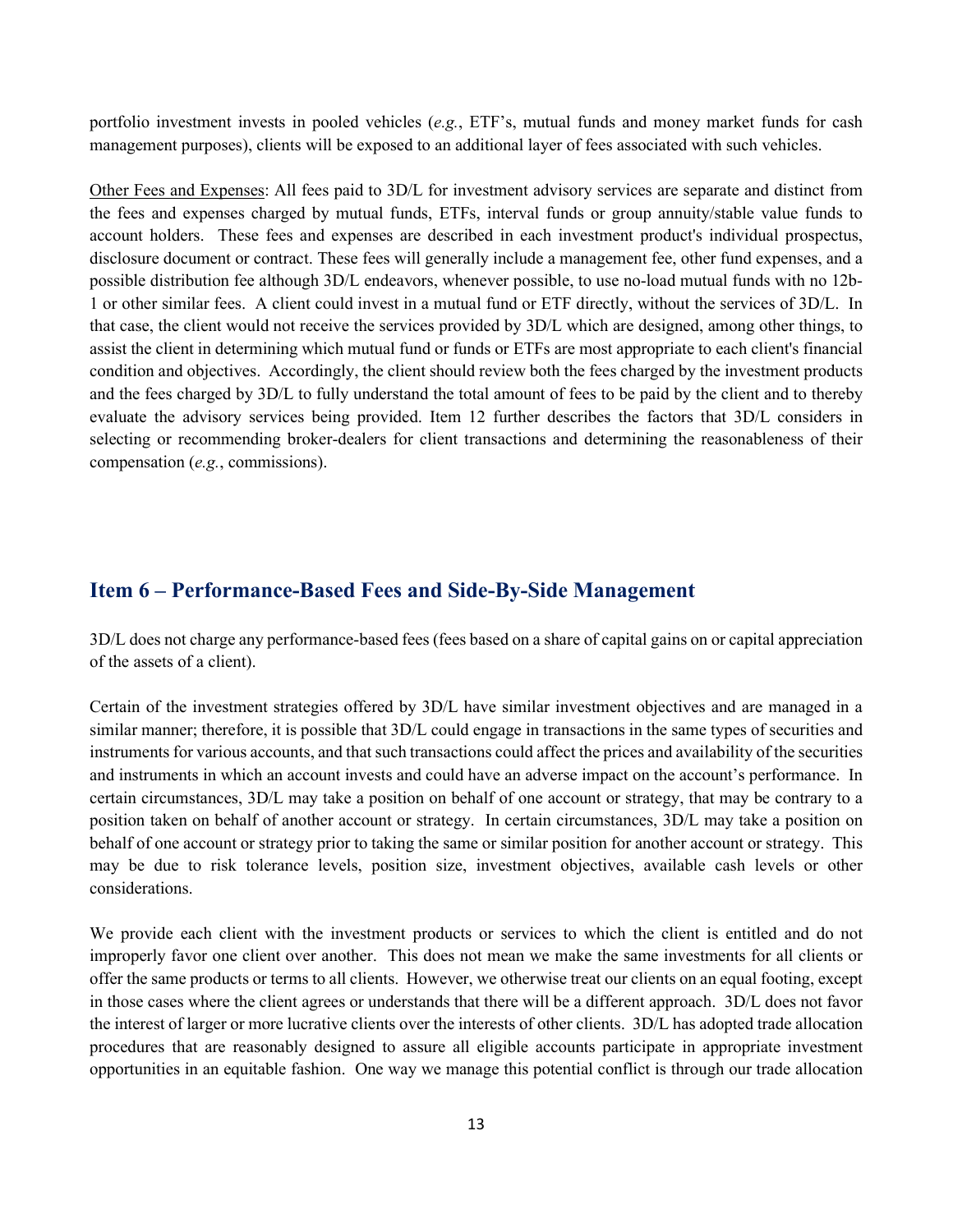portfolio investment invests in pooled vehicles (*e.g.*, ETF's, mutual funds and money market funds for cash management purposes), clients will be exposed to an additional layer of fees associated with such vehicles.

Other Fees and Expenses: All fees paid to 3D/L for investment advisory services are separate and distinct from the fees and expenses charged by mutual funds, ETFs, interval funds or group annuity/stable value funds to account holders. These fees and expenses are described in each investment product's individual prospectus, disclosure document or contract. These fees will generally include a management fee, other fund expenses, and a possible distribution fee although 3D/L endeavors, whenever possible, to use no-load mutual funds with no 12b-1 or other similar fees. A client could invest in a mutual fund or ETF directly, without the services of 3D/L. In that case, the client would not receive the services provided by 3D/L which are designed, among other things, to assist the client in determining which mutual fund or funds or ETFs are most appropriate to each client's financial condition and objectives. Accordingly, the client should review both the fees charged by the investment products and the fees charged by 3D/L to fully understand the total amount of fees to be paid by the client and to thereby evaluate the advisory services being provided. Item 12 further describes the factors that 3D/L considers in selecting or recommending broker-dealers for client transactions and determining the reasonableness of their compensation (*e.g.*, commissions).

## Item 6 – Performance-Based Fees and Side-By-Side Management

3D/L does not charge any performance-based fees (fees based on a share of capital gains on or capital appreciation of the assets of a client).

Certain of the investment strategies offered by 3D/L have similar investment objectives and are managed in a similar manner; therefore, it is possible that 3D/L could engage in transactions in the same types of securities and instruments for various accounts, and that such transactions could affect the prices and availability of the securities and instruments in which an account invests and could have an adverse impact on the account's performance. In certain circumstances, 3D/L may take a position on behalf of one account or strategy, that may be contrary to a position taken on behalf of another account or strategy. In certain circumstances, 3D/L may take a position on behalf of one account or strategy prior to taking the same or similar position for another account or strategy. This may be due to risk tolerance levels, position size, investment objectives, available cash levels or other considerations.

We provide each client with the investment products or services to which the client is entitled and do not improperly favor one client over another. This does not mean we make the same investments for all clients or offer the same products or terms to all clients. However, we otherwise treat our clients on an equal footing, except in those cases where the client agrees or understands that there will be a different approach. 3D/L does not favor the interest of larger or more lucrative clients over the interests of other clients. 3D/L has adopted trade allocation procedures that are reasonably designed to assure all eligible accounts participate in appropriate investment opportunities in an equitable fashion. One way we manage this potential conflict is through our trade allocation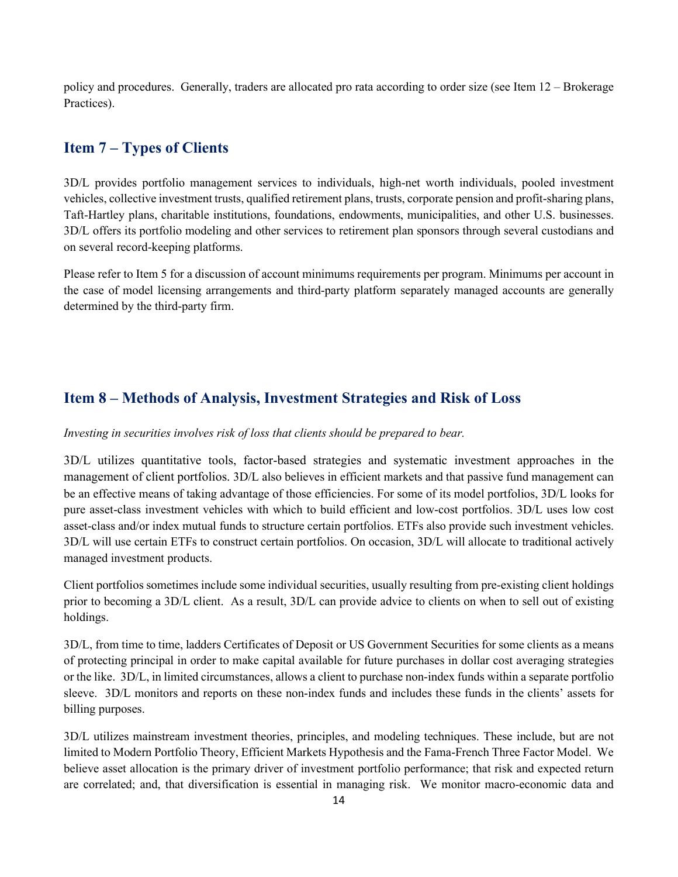policy and procedures. Generally, traders are allocated pro rata according to order size (see Item 12 – Brokerage Practices).

## Item 7 – Types of Clients

3D/L provides portfolio management services to individuals, high-net worth individuals, pooled investment vehicles, collective investment trusts, qualified retirement plans, trusts, corporate pension and profit-sharing plans, Taft-Hartley plans, charitable institutions, foundations, endowments, municipalities, and other U.S. businesses. 3D/L offers its portfolio modeling and other services to retirement plan sponsors through several custodians and on several record-keeping platforms.

Please refer to Item 5 for a discussion of account minimums requirements per program. Minimums per account in the case of model licensing arrangements and third-party platform separately managed accounts are generally determined by the third-party firm.

## Item 8 – Methods of Analysis, Investment Strategies and Risk of Loss

*Investing in securities involves risk of loss that clients should be prepared to bear.*

3D/L utilizes quantitative tools, factor-based strategies and systematic investment approaches in the management of client portfolios. 3D/L also believes in efficient markets and that passive fund management can be an effective means of taking advantage of those efficiencies. For some of its model portfolios, 3D/L looks for pure asset-class investment vehicles with which to build efficient and low-cost portfolios. 3D/L uses low cost asset-class and/or index mutual funds to structure certain portfolios. ETFs also provide such investment vehicles. 3D/L will use certain ETFs to construct certain portfolios. On occasion, 3D/L will allocate to traditional actively managed investment products.

Client portfolios sometimes include some individual securities, usually resulting from pre-existing client holdings prior to becoming a 3D/L client. As a result, 3D/L can provide advice to clients on when to sell out of existing holdings.

3D/L, from time to time, ladders Certificates of Deposit or US Government Securities for some clients as a means of protecting principal in order to make capital available for future purchases in dollar cost averaging strategies or the like. 3D/L, in limited circumstances, allows a client to purchase non-index funds within a separate portfolio sleeve. 3D/L monitors and reports on these non-index funds and includes these funds in the clients' assets for billing purposes.

3D/L utilizes mainstream investment theories, principles, and modeling techniques. These include, but are not limited to Modern Portfolio Theory, Efficient Markets Hypothesis and the Fama-French Three Factor Model. We believe asset allocation is the primary driver of investment portfolio performance; that risk and expected return are correlated; and, that diversification is essential in managing risk. We monitor macro-economic data and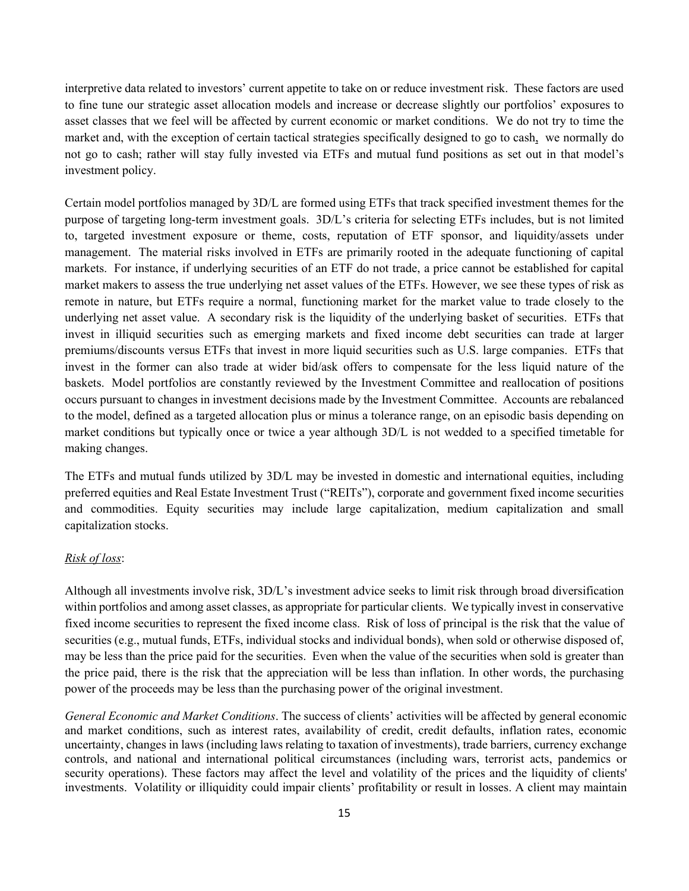interpretive data related to investors' current appetite to take on or reduce investment risk. These factors are used to fine tune our strategic asset allocation models and increase or decrease slightly our portfolios' exposures to asset classes that we feel will be affected by current economic or market conditions. We do not try to time the market and, with the exception of certain tactical strategies specifically designed to go to cash, we normally do not go to cash; rather will stay fully invested via ETFs and mutual fund positions as set out in that model's investment policy.

Certain model portfolios managed by 3D/L are formed using ETFs that track specified investment themes for the purpose of targeting long-term investment goals. 3D/L's criteria for selecting ETFs includes, but is not limited to, targeted investment exposure or theme, costs, reputation of ETF sponsor, and liquidity/assets under management. The material risks involved in ETFs are primarily rooted in the adequate functioning of capital markets. For instance, if underlying securities of an ETF do not trade, a price cannot be established for capital market makers to assess the true underlying net asset values of the ETFs. However, we see these types of risk as remote in nature, but ETFs require a normal, functioning market for the market value to trade closely to the underlying net asset value. A secondary risk is the liquidity of the underlying basket of securities. ETFs that invest in illiquid securities such as emerging markets and fixed income debt securities can trade at larger premiums/discounts versus ETFs that invest in more liquid securities such as U.S. large companies. ETFs that invest in the former can also trade at wider bid/ask offers to compensate for the less liquid nature of the baskets. Model portfolios are constantly reviewed by the Investment Committee and reallocation of positions occurs pursuant to changes in investment decisions made by the Investment Committee. Accounts are rebalanced to the model, defined as a targeted allocation plus or minus a tolerance range, on an episodic basis depending on market conditions but typically once or twice a year although 3D/L is not wedded to a specified timetable for making changes.

The ETFs and mutual funds utilized by 3D/L may be invested in domestic and international equities, including preferred equities and Real Estate Investment Trust ("REITs"), corporate and government fixed income securities and commodities. Equity securities may include large capitalization, medium capitalization and small capitalization stocks.

*Risk of loss*:

Although all investments involve risk, 3D/L's investment advice seeks to limit risk through broad diversification within portfolios and among asset classes, as appropriate for particular clients. We typically invest in conservative fixed income securities to represent the fixed income class. Risk of loss of principal is the risk that the value of securities (e.g., mutual funds, ETFs, individual stocks and individual bonds), when sold or otherwise disposed of, may be less than the price paid for the securities. Even when the value of the securities when sold is greater than the price paid, there is the risk that the appreciation will be less than inflation. In other words, the purchasing power of the proceeds may be less than the purchasing power of the original investment.

*General Economic and Market Conditions*. The success of clients' activities will be affected by general economic and market conditions, such as interest rates, availability of credit, credit defaults, inflation rates, economic uncertainty, changes in laws (including laws relating to taxation of investments), trade barriers, currency exchange controls, and national and international political circumstances (including wars, terrorist acts, pandemics or security operations). These factors may affect the level and volatility of the prices and the liquidity of clients' investments. Volatility or illiquidity could impair clients' profitability or result in losses. A client may maintain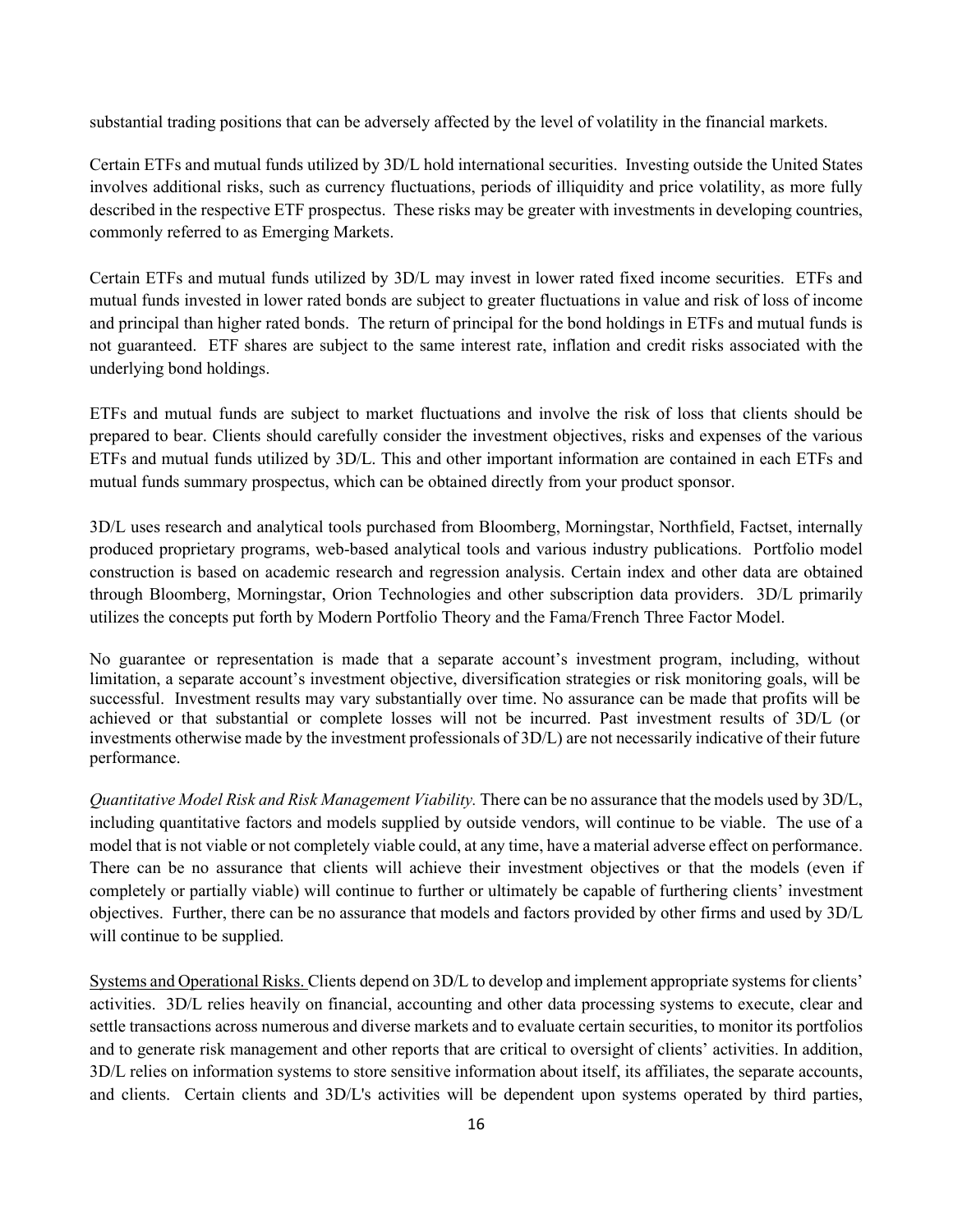substantial trading positions that can be adversely affected by the level of volatility in the financial markets.

Certain ETFs and mutual funds utilized by 3D/L hold international securities. Investing outside the United States involves additional risks, such as currency fluctuations, periods of illiquidity and price volatility, as more fully described in the respective ETF prospectus. These risks may be greater with investments in developing countries, commonly referred to as Emerging Markets.

Certain ETFs and mutual funds utilized by 3D/L may invest in lower rated fixed income securities. ETFs and mutual funds invested in lower rated bonds are subject to greater fluctuations in value and risk of loss of income and principal than higher rated bonds. The return of principal for the bond holdings in ETFs and mutual funds is not guaranteed. ETF shares are subject to the same interest rate, inflation and credit risks associated with the underlying bond holdings.

ETFs and mutual funds are subject to market fluctuations and involve the risk of loss that clients should be prepared to bear. Clients should carefully consider the investment objectives, risks and expenses of the various ETFs and mutual funds utilized by 3D/L. This and other important information are contained in each ETFs and mutual funds summary prospectus, which can be obtained directly from your product sponsor.

3D/L uses research and analytical tools purchased from Bloomberg, Morningstar, Northfield, Factset, internally produced proprietary programs, web-based analytical tools and various industry publications. Portfolio model construction is based on academic research and regression analysis. Certain index and other data are obtained through Bloomberg, Morningstar, Orion Technologies and other subscription data providers. 3D/L primarily utilizes the concepts put forth by Modern Portfolio Theory and the Fama/French Three Factor Model.

No guarantee or representation is made that a separate account's investment program, including, without limitation, a separate account's investment objective, diversification strategies or risk monitoring goals, will be successful. Investment results may vary substantially over time. No assurance can be made that profits will be achieved or that substantial or complete losses will not be incurred. Past investment results of 3D/L (or investments otherwise made by the investment professionals of 3D/L) are not necessarily indicative of their future performance.

*Quantitative Model Risk and Risk Management Viability.* There can be no assurance that the models used by 3D/L, including quantitative factors and models supplied by outside vendors, will continue to be viable. The use of a model that is not viable or not completely viable could, at any time, have a material adverse effect on performance. There can be no assurance that clients will achieve their investment objectives or that the models (even if completely or partially viable) will continue to further or ultimately be capable of furthering clients' investment objectives. Further, there can be no assurance that models and factors provided by other firms and used by 3D/L will continue to be supplied.

<u>Systems and Operational Risks.</u> Clients depend on 3D/L to develop and implement appropriate systems for clients' activities. 3D/L relies heavily on financial, accounting and other data processing systems to execute, clear and settle transactions across numerous and diverse markets and to evaluate certain securities, to monitor its portfolios and to generate risk management and other reports that are critical to oversight of clients' activities. In addition, 3D/L relies on information systems to store sensitive information about itself, its affiliates, the separate accounts, and clients. Certain clients and 3D/L's activities will be dependent upon systems operated by third parties,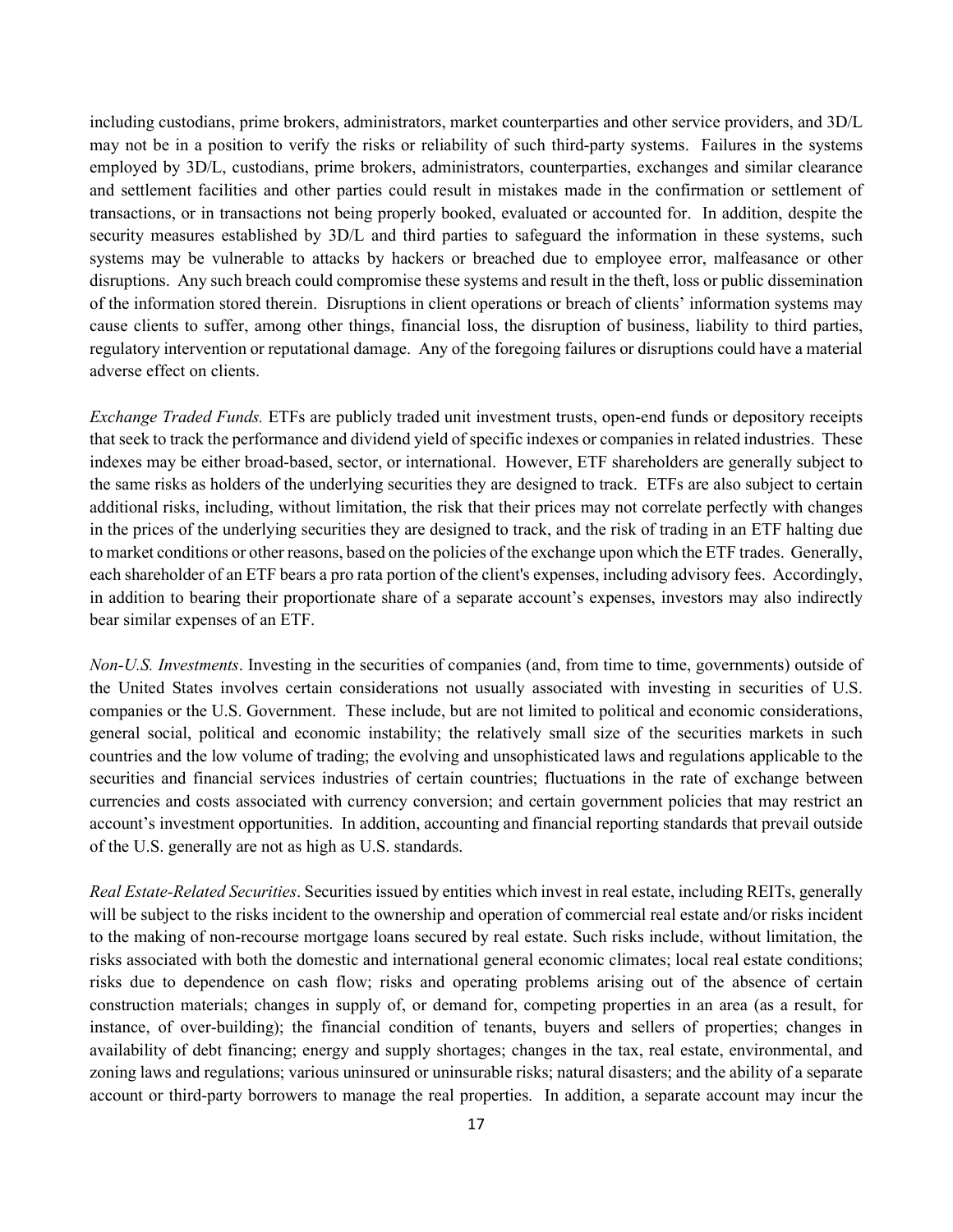including custodians, prime brokers, administrators, market counterparties and other service providers, and 3D/L may not be in a position to verify the risks or reliability of such third-party systems. Failures in the systems employed by 3D/L, custodians, prime brokers, administrators, counterparties, exchanges and similar clearance and settlement facilities and other parties could result in mistakes made in the confirmation or settlement of transactions, or in transactions not being properly booked, evaluated or accounted for. In addition, despite the security measures established by 3D/L and third parties to safeguard the information in these systems, such systems may be vulnerable to attacks by hackers or breached due to employee error, malfeasance or other disruptions. Any such breach could compromise these systems and result in the theft, loss or public dissemination of the information stored therein. Disruptions in client operations or breach of clients' information systems may cause clients to suffer, among other things, financial loss, the disruption of business, liability to third parties, regulatory intervention or reputational damage. Any of the foregoing failures or disruptions could have a material adverse effect on clients.

*Exchange Traded Funds.* ETFs are publicly traded unit investment trusts, open-end funds or depository receipts that seek to track the performance and dividend yield of specific indexes or companies in related industries. These indexes may be either broad-based, sector, or international. However, ETF shareholders are generally subject to the same risks as holders of the underlying securities they are designed to track. ETFs are also subject to certain additional risks, including, without limitation, the risk that their prices may not correlate perfectly with changes in the prices of the underlying securities they are designed to track, and the risk of trading in an ETF halting due to market conditions or other reasons, based on the policies of the exchange upon which the ETF trades. Generally, each shareholder of an ETF bears a pro rata portion of the client's expenses, including advisory fees. Accordingly, in addition to bearing their proportionate share of a separate account's expenses, investors may also indirectly bear similar expenses of an ETF.

*Non-U.S. Investments*. Investing in the securities of companies (and, from time to time, governments) outside of the United States involves certain considerations not usually associated with investing in securities of U.S. companies or the U.S. Government. These include, but are not limited to political and economic considerations, general social, political and economic instability; the relatively small size of the securities markets in such countries and the low volume of trading; the evolving and unsophisticated laws and regulations applicable to the securities and financial services industries of certain countries; fluctuations in the rate of exchange between currencies and costs associated with currency conversion; and certain government policies that may restrict an account's investment opportunities. In addition, accounting and financial reporting standards that prevail outside of the U.S. generally are not as high as U.S. standards.

*Real Estate-Related Securities*. Securities issued by entities which invest in real estate, including REITs, generally will be subject to the risks incident to the ownership and operation of commercial real estate and/or risks incident to the making of non-recourse mortgage loans secured by real estate. Such risks include, without limitation, the risks associated with both the domestic and international general economic climates; local real estate conditions; risks due to dependence on cash flow; risks and operating problems arising out of the absence of certain construction materials; changes in supply of, or demand for, competing properties in an area (as a result, for instance, of over-building); the financial condition of tenants, buyers and sellers of properties; changes in availability of debt financing; energy and supply shortages; changes in the tax, real estate, environmental, and zoning laws and regulations; various uninsured or uninsurable risks; natural disasters; and the ability of a separate account or third-party borrowers to manage the real properties. In addition, a separate account may incur the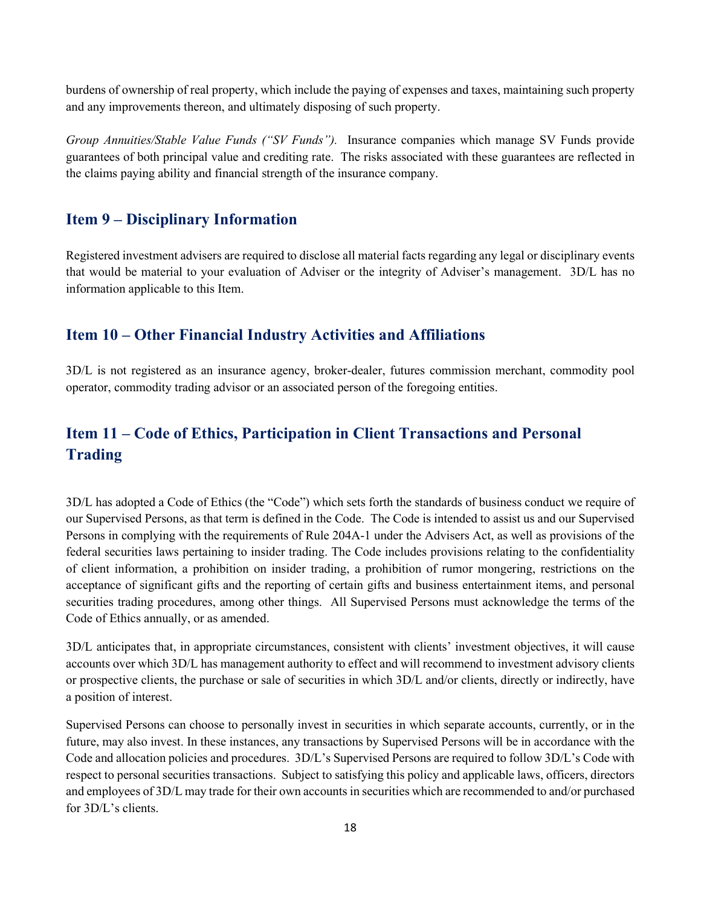burdens of ownership of real property, which include the paying of expenses and taxes, maintaining such property and any improvements thereon, and ultimately disposing of such property.

*Group Annuities/Stable Value Funds ("SV Funds").* Insurance companies which manage SV Funds provide guarantees of both principal value and crediting rate. The risks associated with these guarantees are reflected in the claims paying ability and financial strength of the insurance company.

## Item 9 – Disciplinary Information

Registered investment advisers are required to disclose all material facts regarding any legal or disciplinary events that would be material to your evaluation of Adviser or the integrity of Adviser's management. 3D/L has no information applicable to this Item.

## Item 10 – Other Financial Industry Activities and Affiliations

3D/L is not registered as an insurance agency, broker-dealer, futures commission merchant, commodity pool operator, commodity trading advisor or an associated person of the foregoing entities.

## Item 11 – Code of Ethics, Participation in Client Transactions and Personal Trading

3D/L has adopted a Code of Ethics (the "Code") which sets forth the standards of business conduct we require of our Supervised Persons, as that term is defined in the Code. The Code is intended to assist us and our Supervised Persons in complying with the requirements of Rule 204A-1 under the Advisers Act, as well as provisions of the federal securities laws pertaining to insider trading. The Code includes provisions relating to the confidentiality of client information, a prohibition on insider trading, a prohibition of rumor mongering, restrictions on the acceptance of significant gifts and the reporting of certain gifts and business entertainment items, and personal securities trading procedures, among other things. All Supervised Persons must acknowledge the terms of the Code of Ethics annually, or as amended.

3D/L anticipates that, in appropriate circumstances, consistent with clients' investment objectives, it will cause accounts over which 3D/L has management authority to effect and will recommend to investment advisory clients or prospective clients, the purchase or sale of securities in which 3D/L and/or clients, directly or indirectly, have a position of interest.

Supervised Persons can choose to personally invest in securities in which separate accounts, currently, or in the future, may also invest. In these instances, any transactions by Supervised Persons will be in accordance with the Code and allocation policies and procedures. 3D/L's Supervised Persons are required to follow 3D/L's Code with respect to personal securities transactions. Subject to satisfying this policy and applicable laws, officers, directors and employees of 3D/L may trade for their own accounts in securities which are recommended to and/or purchased for 3D/L's clients.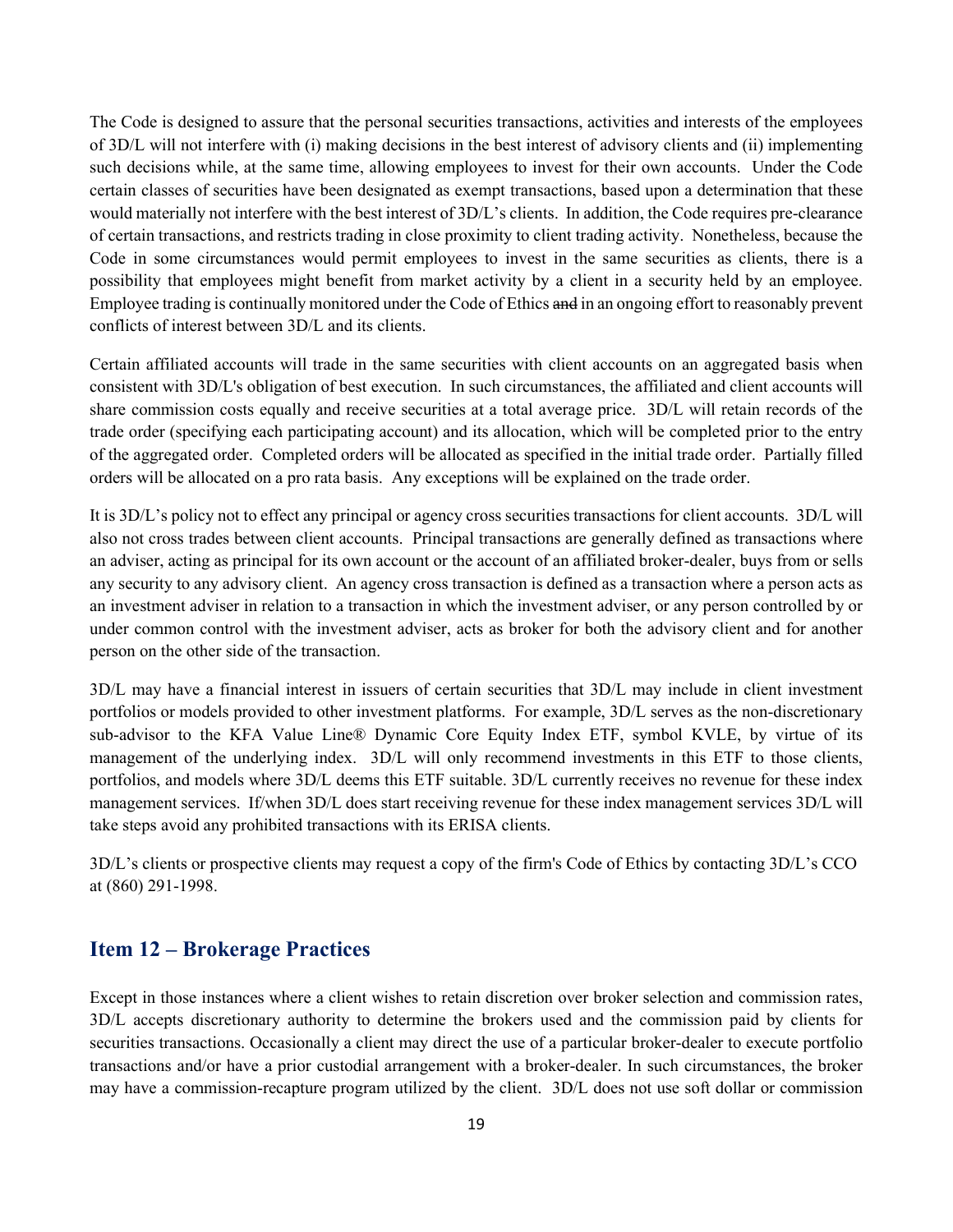The Code is designed to assure that the personal securities transactions, activities and interests of the employees of 3D/L will not interfere with (i) making decisions in the best interest of advisory clients and (ii) implementing such decisions while, at the same time, allowing employees to invest for their own accounts. Under the Code certain classes of securities have been designated as exempt transactions, based upon a determination that these would materially not interfere with the best interest of 3D/L's clients. In addition, the Code requires pre-clearance of certain transactions, and restricts trading in close proximity to client trading activity. Nonetheless, because the Code in some circumstances would permit employees to invest in the same securities as clients, there is a possibility that employees might benefit from market activity by a client in a security held by an employee. Employee trading is continually monitored under the Code of Ethics ~~and~~ in an ongoing effort to reasonably prevent conflicts of interest between 3D/L and its clients.

Certain affiliated accounts will trade in the same securities with client accounts on an aggregated basis when consistent with 3D/L's obligation of best execution. In such circumstances, the affiliated and client accounts will share commission costs equally and receive securities at a total average price. 3D/L will retain records of the trade order (specifying each participating account) and its allocation, which will be completed prior to the entry of the aggregated order. Completed orders will be allocated as specified in the initial trade order. Partially filled orders will be allocated on a pro rata basis. Any exceptions will be explained on the trade order.

It is 3D/L's policy not to effect any principal or agency cross securities transactions for client accounts. 3D/L will also not cross trades between client accounts. Principal transactions are generally defined as transactions where an adviser, acting as principal for its own account or the account of an affiliated broker-dealer, buys from or sells any security to any advisory client. An agency cross transaction is defined as a transaction where a person acts as an investment adviser in relation to a transaction in which the investment adviser, or any person controlled by or under common control with the investment adviser, acts as broker for both the advisory client and for another person on the other side of the transaction.

3D/L may have a financial interest in issuers of certain securities that 3D/L may include in client investment portfolios or models provided to other investment platforms. For example, 3D/L serves as the non-discretionary sub-advisor to the KFA Value Line® Dynamic Core Equity Index ETF, symbol KVLE, by virtue of its management of the underlying index. 3D/L will only recommend investments in this ETF to those clients, portfolios, and models where 3D/L deems this ETF suitable. 3D/L currently receives no revenue for these index management services. If/when 3D/L does start receiving revenue for these index management services 3D/L will take steps avoid any prohibited transactions with its ERISA clients.

3D/L's clients or prospective clients may request a copy of the firm's Code of Ethics by contacting 3D/L's CCO at (860) 291-1998.

## Item 12 – Brokerage Practices

Except in those instances where a client wishes to retain discretion over broker selection and commission rates, 3D/L accepts discretionary authority to determine the brokers used and the commission paid by clients for securities transactions. Occasionally a client may direct the use of a particular broker-dealer to execute portfolio transactions and/or have a prior custodial arrangement with a broker-dealer. In such circumstances, the broker may have a commission-recapture program utilized by the client. 3D/L does not use soft dollar or commission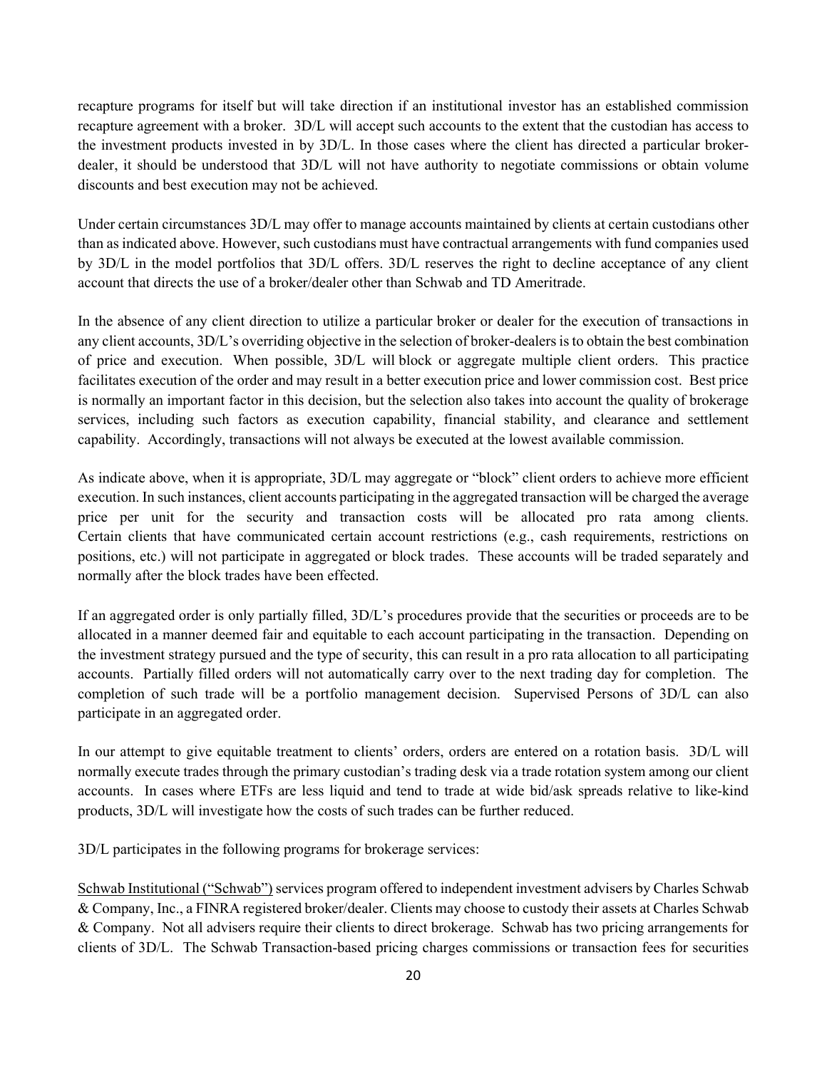recapture programs for itself but will take direction if an institutional investor has an established commission recapture agreement with a broker. 3D/L will accept such accounts to the extent that the custodian has access to the investment products invested in by 3D/L. In those cases where the client has directed a particular broker-dealer, it should be understood that 3D/L will not have authority to negotiate commissions or obtain volume discounts and best execution may not be achieved.

Under certain circumstances 3D/L may offer to manage accounts maintained by clients at certain custodians other than as indicated above. However, such custodians must have contractual arrangements with fund companies used by 3D/L in the model portfolios that 3D/L offers. 3D/L reserves the right to decline acceptance of any client account that directs the use of a broker/dealer other than Schwab and TD Ameritrade.

In the absence of any client direction to utilize a particular broker or dealer for the execution of transactions in any client accounts, 3D/L's overriding objective in the selection of broker-dealers is to obtain the best combination of price and execution. When possible, 3D/L will block or aggregate multiple client orders. This practice facilitates execution of the order and may result in a better execution price and lower commission cost. Best price is normally an important factor in this decision, but the selection also takes into account the quality of brokerage services, including such factors as execution capability, financial stability, and clearance and settlement capability. Accordingly, transactions will not always be executed at the lowest available commission.

As indicate above, when it is appropriate, 3D/L may aggregate or "block" client orders to achieve more efficient execution. In such instances, client accounts participating in the aggregated transaction will be charged the average price per unit for the security and transaction costs will be allocated pro rata among clients. Certain clients that have communicated certain account restrictions (e.g., cash requirements, restrictions on positions, etc.) will not participate in aggregated or block trades. These accounts will be traded separately and normally after the block trades have been effected.

If an aggregated order is only partially filled, 3D/L's procedures provide that the securities or proceeds are to be allocated in a manner deemed fair and equitable to each account participating in the transaction. Depending on the investment strategy pursued and the type of security, this can result in a pro rata allocation to all participating accounts. Partially filled orders will not automatically carry over to the next trading day for completion. The completion of such trade will be a portfolio management decision. Supervised Persons of 3D/L can also participate in an aggregated order.

In our attempt to give equitable treatment to clients' orders, orders are entered on a rotation basis. 3D/L will normally execute trades through the primary custodian's trading desk via a trade rotation system among our client accounts. In cases where ETFs are less liquid and tend to trade at wide bid/ask spreads relative to like-kind products, 3D/L will investigate how the costs of such trades can be further reduced.

3D/L participates in the following programs for brokerage services:

Schwab Institutional ("Schwab") services program offered to independent investment advisers by Charles Schwab & Company, Inc., a FINRA registered broker/dealer. Clients may choose to custody their assets at Charles Schwab & Company. Not all advisers require their clients to direct brokerage. Schwab has two pricing arrangements for clients of 3D/L. The Schwab Transaction-based pricing charges commissions or transaction fees for securities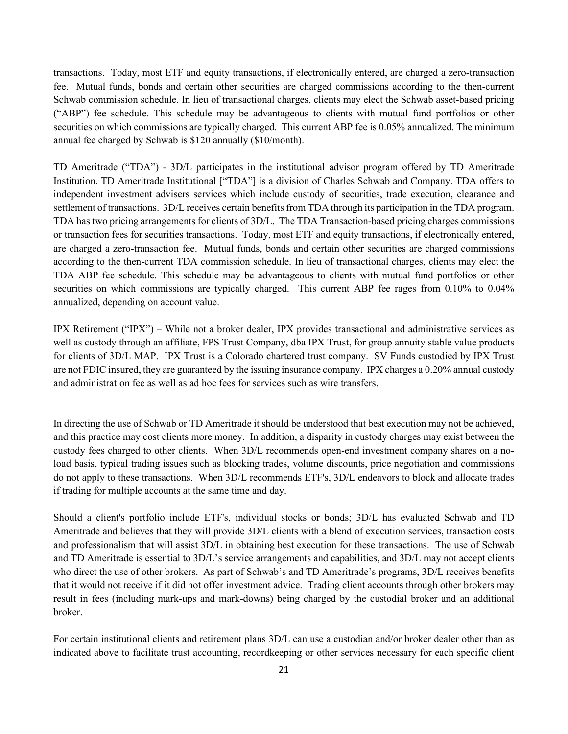transactions. Today, most ETF and equity transactions, if electronically entered, are charged a zero-transaction fee. Mutual funds, bonds and certain other securities are charged commissions according to the then-current Schwab commission schedule. In lieu of transactional charges, clients may elect the Schwab asset-based pricing ("ABP") fee schedule. This schedule may be advantageous to clients with mutual fund portfolios or other securities on which commissions are typically charged. This current ABP fee is 0.05% annualized. The minimum annual fee charged by Schwab is $120 annually ($10/month).

<u>TD Ameritrade ("TDA")</u> - 3D/L participates in the institutional advisor program offered by TD Ameritrade Institution. TD Ameritrade Institutional ["TDA"] is a division of Charles Schwab and Company. TDA offers to independent investment advisers services which include custody of securities, trade execution, clearance and settlement of transactions. 3D/L receives certain benefits from TDA through its participation in the TDA program. TDA has two pricing arrangements for clients of 3D/L. The TDA Transaction-based pricing charges commissions or transaction fees for securities transactions. Today, most ETF and equity transactions, if electronically entered, are charged a zero-transaction fee. Mutual funds, bonds and certain other securities are charged commissions according to the then-current TDA commission schedule. In lieu of transactional charges, clients may elect the TDA ABP fee schedule. This schedule may be advantageous to clients with mutual fund portfolios or other securities on which commissions are typically charged. This current ABP fee rages from 0.10% to 0.04% annualized, depending on account value.

<u>IPX Retirement ("IPX")</u> – While not a broker dealer, IPX provides transactional and administrative services as well as custody through an affiliate, FPS Trust Company, dba IPX Trust, for group annuity stable value products for clients of 3D/L MAP. IPX Trust is a Colorado chartered trust company. SV Funds custodied by IPX Trust are not FDIC insured, they are guaranteed by the issuing insurance company. IPX charges a 0.20% annual custody and administration fee as well as ad hoc fees for services such as wire transfers.

In directing the use of Schwab or TD Ameritrade it should be understood that best execution may not be achieved, and this practice may cost clients more money. In addition, a disparity in custody charges may exist between the custody fees charged to other clients. When 3D/L recommends open-end investment company shares on a no-load basis, typical trading issues such as blocking trades, volume discounts, price negotiation and commissions do not apply to these transactions. When 3D/L recommends ETF's, 3D/L endeavors to block and allocate trades if trading for multiple accounts at the same time and day.

Should a client's portfolio include ETF's, individual stocks or bonds; 3D/L has evaluated Schwab and TD Ameritrade and believes that they will provide 3D/L clients with a blend of execution services, transaction costs and professionalism that will assist 3D/L in obtaining best execution for these transactions. The use of Schwab and TD Ameritrade is essential to 3D/L's service arrangements and capabilities, and 3D/L may not accept clients who direct the use of other brokers. As part of Schwab's and TD Ameritrade's programs, 3D/L receives benefits that it would not receive if it did not offer investment advice. Trading client accounts through other brokers may result in fees (including mark-ups and mark-downs) being charged by the custodial broker and an additional broker.

For certain institutional clients and retirement plans 3D/L can use a custodian and/or broker dealer other than as indicated above to facilitate trust accounting, recordkeeping or other services necessary for each specific client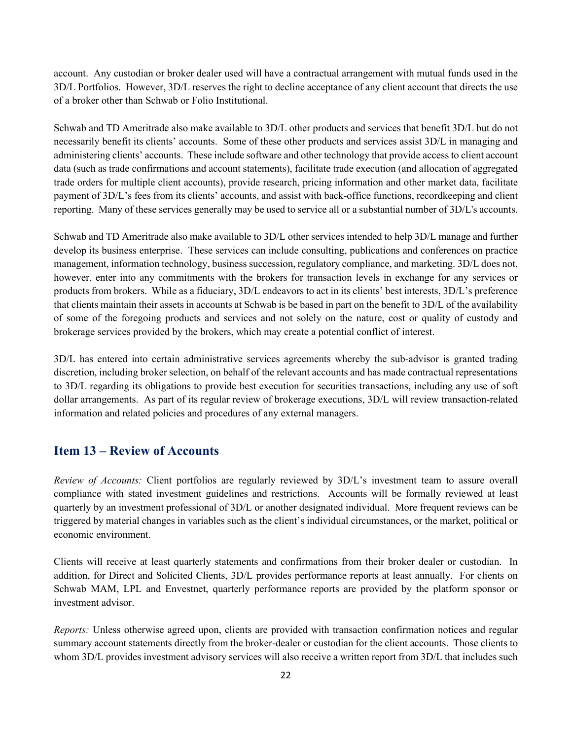account. Any custodian or broker dealer used will have a contractual arrangement with mutual funds used in the 3D/L Portfolios. However, 3D/L reserves the right to decline acceptance of any client account that directs the use of a broker other than Schwab or Folio Institutional.

Schwab and TD Ameritrade also make available to 3D/L other products and services that benefit 3D/L but do not necessarily benefit its clients' accounts. Some of these other products and services assist 3D/L in managing and administering clients' accounts. These include software and other technology that provide access to client account data (such as trade confirmations and account statements), facilitate trade execution (and allocation of aggregated trade orders for multiple client accounts), provide research, pricing information and other market data, facilitate payment of 3D/L's fees from its clients' accounts, and assist with back-office functions, recordkeeping and client reporting. Many of these services generally may be used to service all or a substantial number of 3D/L's accounts.

Schwab and TD Ameritrade also make available to 3D/L other services intended to help 3D/L manage and further develop its business enterprise. These services can include consulting, publications and conferences on practice management, information technology, business succession, regulatory compliance, and marketing. 3D/L does not, however, enter into any commitments with the brokers for transaction levels in exchange for any services or products from brokers. While as a fiduciary, 3D/L endeavors to act in its clients' best interests, 3D/L's preference that clients maintain their assets in accounts at Schwab is be based in part on the benefit to 3D/L of the availability of some of the foregoing products and services and not solely on the nature, cost or quality of custody and brokerage services provided by the brokers, which may create a potential conflict of interest.

3D/L has entered into certain administrative services agreements whereby the sub-advisor is granted trading discretion, including broker selection, on behalf of the relevant accounts and has made contractual representations to 3D/L regarding its obligations to provide best execution for securities transactions, including any use of soft dollar arrangements. As part of its regular review of brokerage executions, 3D/L will review transaction-related information and related policies and procedures of any external managers.

## Item 13 – Review of Accounts

*Review of Accounts:* Client portfolios are regularly reviewed by 3D/L's investment team to assure overall compliance with stated investment guidelines and restrictions. Accounts will be formally reviewed at least quarterly by an investment professional of 3D/L or another designated individual. More frequent reviews can be triggered by material changes in variables such as the client's individual circumstances, or the market, political or economic environment.

Clients will receive at least quarterly statements and confirmations from their broker dealer or custodian. In addition, for Direct and Solicited Clients, 3D/L provides performance reports at least annually. For clients on Schwab MAM, LPL and Envestnet, quarterly performance reports are provided by the platform sponsor or investment advisor.

*Reports:* Unless otherwise agreed upon, clients are provided with transaction confirmation notices and regular summary account statements directly from the broker-dealer or custodian for the client accounts. Those clients to whom 3D/L provides investment advisory services will also receive a written report from 3D/L that includes such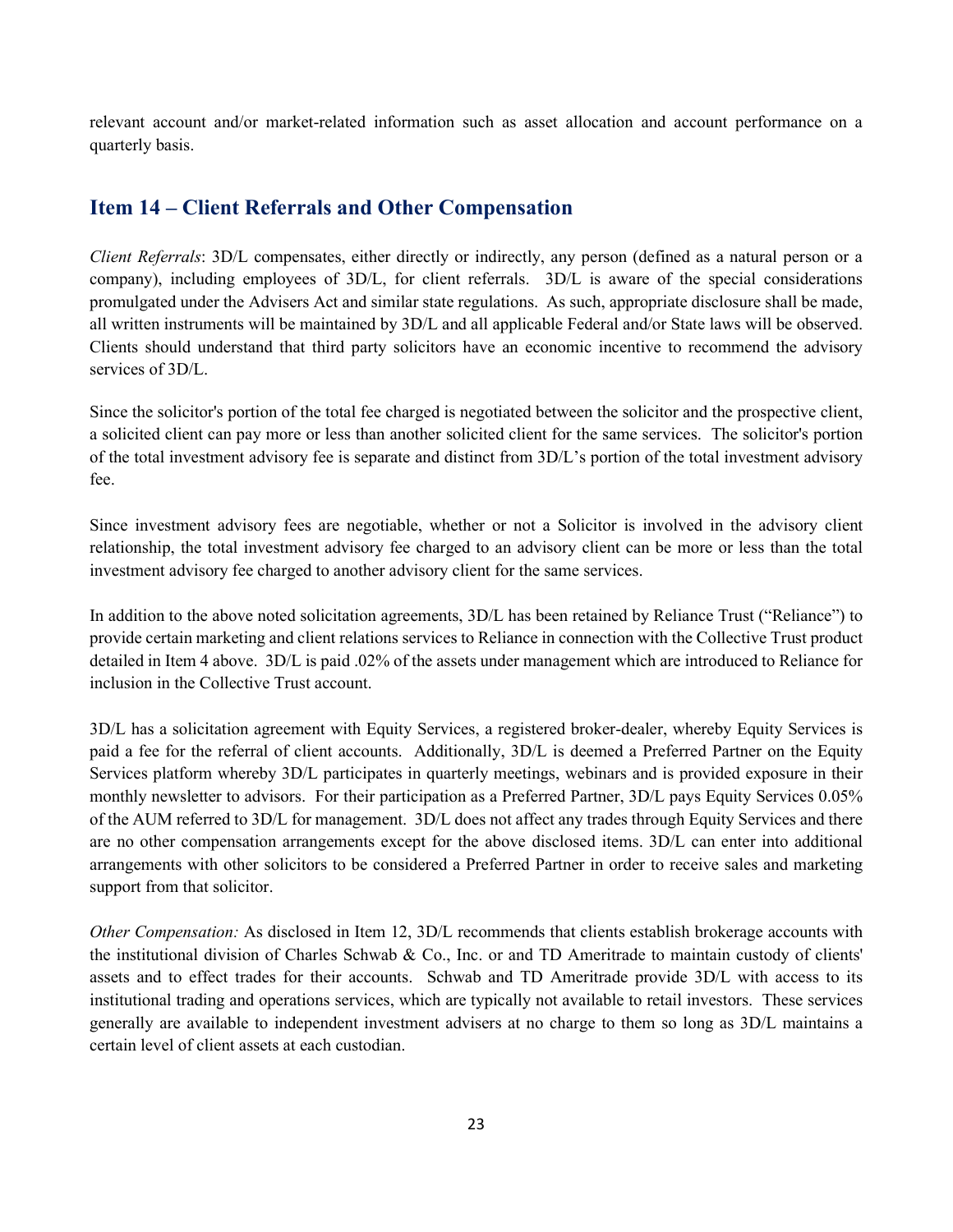relevant account and/or market-related information such as asset allocation and account performance on a quarterly basis.

## Item 14 – Client Referrals and Other Compensation

*Client Referrals*: 3D/L compensates, either directly or indirectly, any person (defined as a natural person or a company), including employees of 3D/L, for client referrals. 3D/L is aware of the special considerations promulgated under the Advisers Act and similar state regulations. As such, appropriate disclosure shall be made, all written instruments will be maintained by 3D/L and all applicable Federal and/or State laws will be observed. Clients should understand that third party solicitors have an economic incentive to recommend the advisory services of 3D/L.

Since the solicitor's portion of the total fee charged is negotiated between the solicitor and the prospective client, a solicited client can pay more or less than another solicited client for the same services. The solicitor's portion of the total investment advisory fee is separate and distinct from 3D/L's portion of the total investment advisory fee.

Since investment advisory fees are negotiable, whether or not a Solicitor is involved in the advisory client relationship, the total investment advisory fee charged to an advisory client can be more or less than the total investment advisory fee charged to another advisory client for the same services.

In addition to the above noted solicitation agreements, 3D/L has been retained by Reliance Trust ("Reliance") to provide certain marketing and client relations services to Reliance in connection with the Collective Trust product detailed in Item 4 above. 3D/L is paid .02% of the assets under management which are introduced to Reliance for inclusion in the Collective Trust account.

3D/L has a solicitation agreement with Equity Services, a registered broker-dealer, whereby Equity Services is paid a fee for the referral of client accounts. Additionally, 3D/L is deemed a Preferred Partner on the Equity Services platform whereby 3D/L participates in quarterly meetings, webinars and is provided exposure in their monthly newsletter to advisors. For their participation as a Preferred Partner, 3D/L pays Equity Services 0.05% of the AUM referred to 3D/L for management. 3D/L does not affect any trades through Equity Services and there are no other compensation arrangements except for the above disclosed items. 3D/L can enter into additional arrangements with other solicitors to be considered a Preferred Partner in order to receive sales and marketing support from that solicitor.

*Other Compensation:* As disclosed in Item 12, 3D/L recommends that clients establish brokerage accounts with the institutional division of Charles Schwab & Co., Inc. or and TD Ameritrade to maintain custody of clients' assets and to effect trades for their accounts. Schwab and TD Ameritrade provide 3D/L with access to its institutional trading and operations services, which are typically not available to retail investors. These services generally are available to independent investment advisers at no charge to them so long as 3D/L maintains a certain level of client assets at each custodian.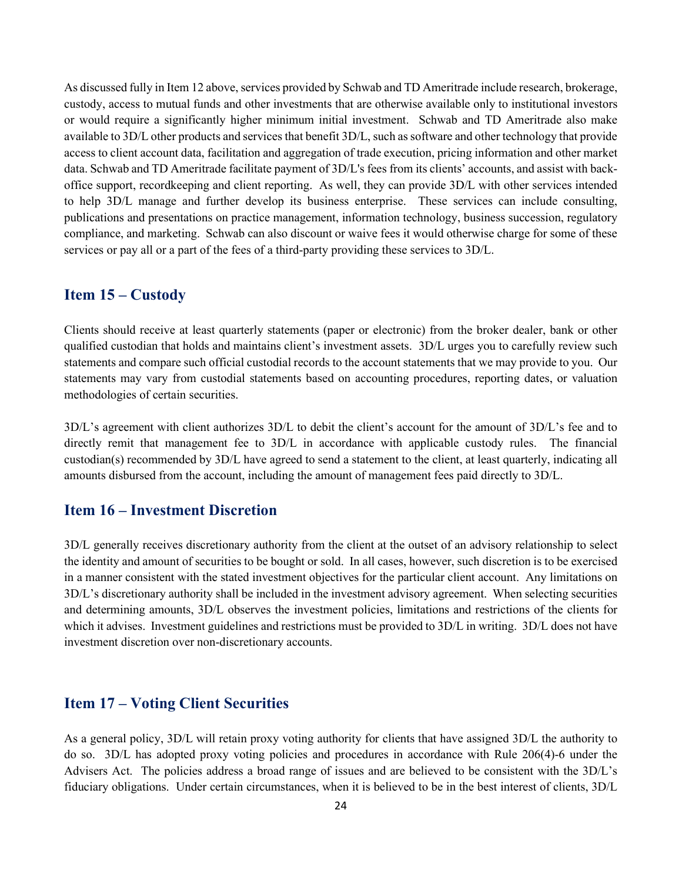As discussed fully in Item 12 above, services provided by Schwab and TD Ameritrade include research, brokerage, custody, access to mutual funds and other investments that are otherwise available only to institutional investors or would require a significantly higher minimum initial investment. Schwab and TD Ameritrade also make available to 3D/L other products and services that benefit 3D/L, such as software and other technology that provide access to client account data, facilitation and aggregation of trade execution, pricing information and other market data. Schwab and TD Ameritrade facilitate payment of 3D/L's fees from its clients' accounts, and assist with back-office support, recordkeeping and client reporting. As well, they can provide 3D/L with other services intended to help 3D/L manage and further develop its business enterprise. These services can include consulting, publications and presentations on practice management, information technology, business succession, regulatory compliance, and marketing. Schwab can also discount or waive fees it would otherwise charge for some of these services or pay all or a part of the fees of a third-party providing these services to 3D/L.

## Item 15 – Custody

Clients should receive at least quarterly statements (paper or electronic) from the broker dealer, bank or other qualified custodian that holds and maintains client's investment assets. 3D/L urges you to carefully review such statements and compare such official custodial records to the account statements that we may provide to you. Our statements may vary from custodial statements based on accounting procedures, reporting dates, or valuation methodologies of certain securities.

3D/L's agreement with client authorizes 3D/L to debit the client's account for the amount of 3D/L's fee and to directly remit that management fee to 3D/L in accordance with applicable custody rules. The financial custodian(s) recommended by 3D/L have agreed to send a statement to the client, at least quarterly, indicating all amounts disbursed from the account, including the amount of management fees paid directly to 3D/L.

## Item 16 – Investment Discretion

3D/L generally receives discretionary authority from the client at the outset of an advisory relationship to select the identity and amount of securities to be bought or sold. In all cases, however, such discretion is to be exercised in a manner consistent with the stated investment objectives for the particular client account. Any limitations on 3D/L's discretionary authority shall be included in the investment advisory agreement. When selecting securities and determining amounts, 3D/L observes the investment policies, limitations and restrictions of the clients for which it advises. Investment guidelines and restrictions must be provided to 3D/L in writing. 3D/L does not have investment discretion over non-discretionary accounts.

## Item 17 – Voting Client Securities

As a general policy, 3D/L will retain proxy voting authority for clients that have assigned 3D/L the authority to do so. 3D/L has adopted proxy voting policies and procedures in accordance with Rule 206(4)-6 under the Advisers Act. The policies address a broad range of issues and are believed to be consistent with the 3D/L's fiduciary obligations. Under certain circumstances, when it is believed to be in the best interest of clients, 3D/L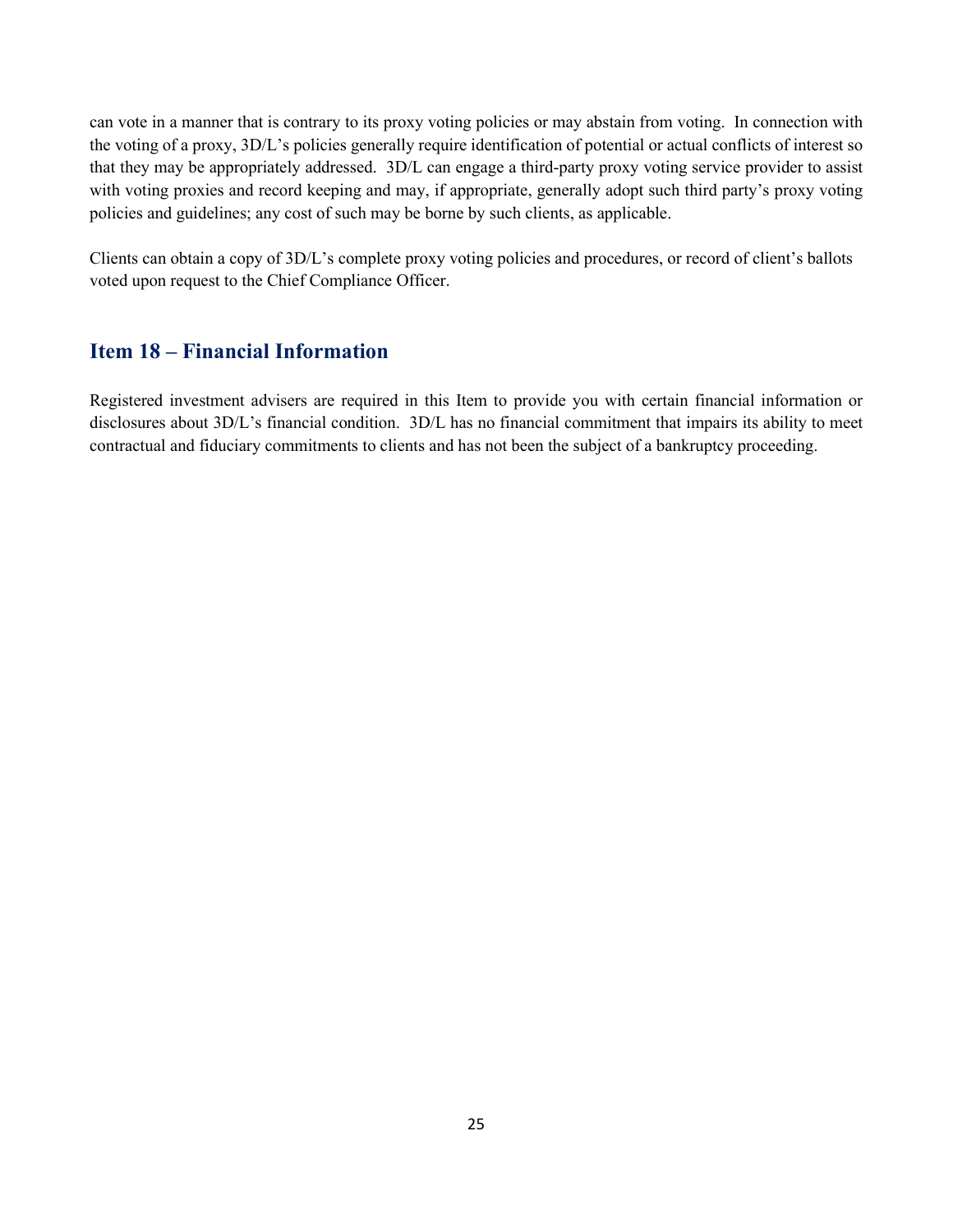can vote in a manner that is contrary to its proxy voting policies or may abstain from voting. In connection with the voting of a proxy, 3D/L's policies generally require identification of potential or actual conflicts of interest so that they may be appropriately addressed. 3D/L can engage a third-party proxy voting service provider to assist with voting proxies and record keeping and may, if appropriate, generally adopt such third party's proxy voting policies and guidelines; any cost of such may be borne by such clients, as applicable.

Clients can obtain a copy of 3D/L's complete proxy voting policies and procedures, or record of client's ballots voted upon request to the Chief Compliance Officer.

## Item 18 – Financial Information

Registered investment advisers are required in this Item to provide you with certain financial information or disclosures about 3D/L's financial condition. 3D/L has no financial commitment that impairs its ability to meet contractual and fiduciary commitments to clients and has not been the subject of a bankruptcy proceeding.